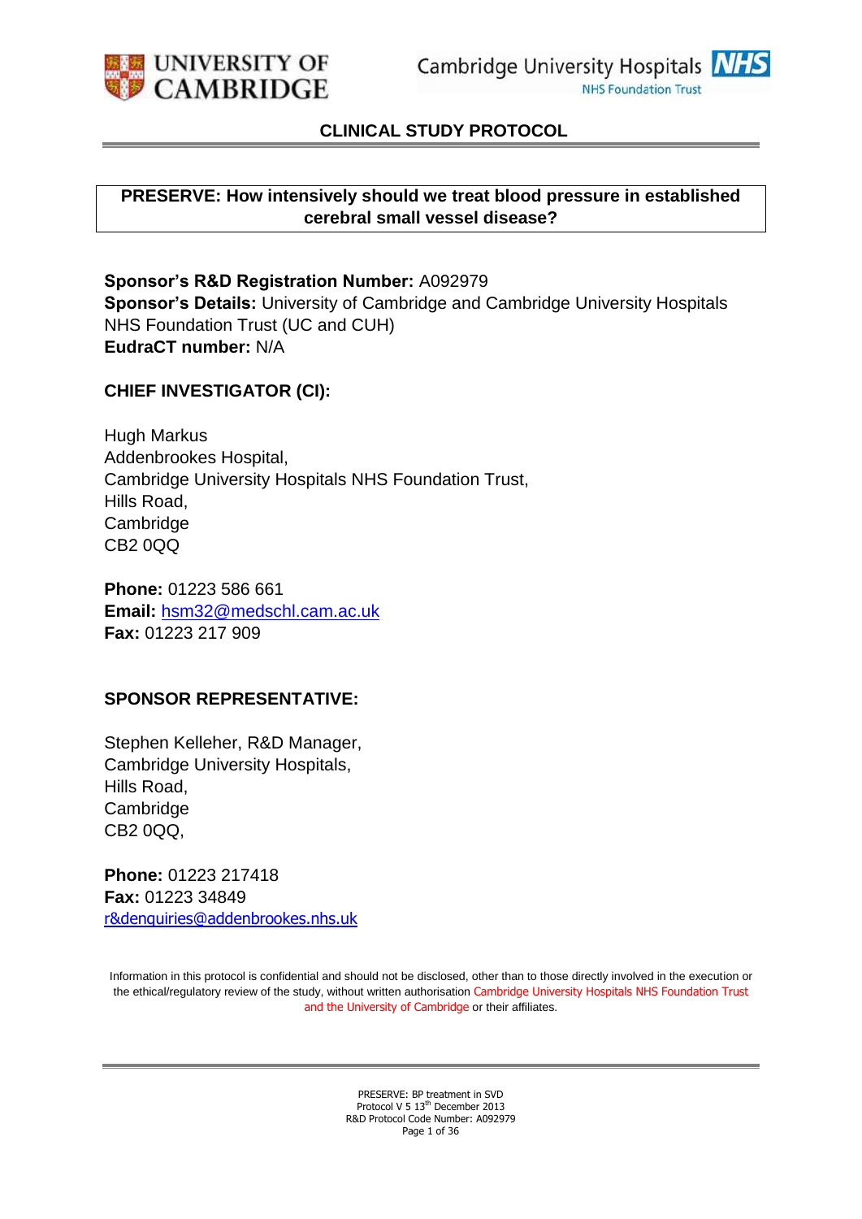UNIVERSITY OF CAMBRIDGE

Cambridge University Hospitals NHS Foundation Trust

# CLINICAL STUDY PROTOCOL

## PRESERVE: How intensively should we treat blood pressure in established cerebral small vessel disease?

**Sponsor's R&D Registration Number:** A092979
**Sponsor's Details:** University of Cambridge and Cambridge University Hospitals NHS Foundation Trust (UC and CUH)
**EudraCT number:** N/A

### CHIEF INVESTIGATOR (CI):

Hugh Markus
Addenbrookes Hospital,
Cambridge University Hospitals NHS Foundation Trust,
Hills Road,
Cambridge
CB2 0QQ

**Phone:** 01223 586 661
**Email:** hsm32@medschl.cam.ac.uk
**Fax:** 01223 217 909

### SPONSOR REPRESENTATIVE:

Stephen Kelleher, R&D Manager,
Cambridge University Hospitals,
Hills Road,
Cambridge
CB2 0QQ,

**Phone:** 01223 217418
**Fax:** 01223 34849
r&denquiries@addenbrookes.nhs.uk

Information in this protocol is confidential and should not be disclosed, other than to those directly involved in the execution or the ethical/regulatory review of the study, without written authorisation Cambridge University Hospitals NHS Foundation Trust and the University of Cambridge or their affiliates.

PRESERVE: BP treatment in SVD
Protocol V 5 13th December 2013
R&D Protocol Code Number: A092979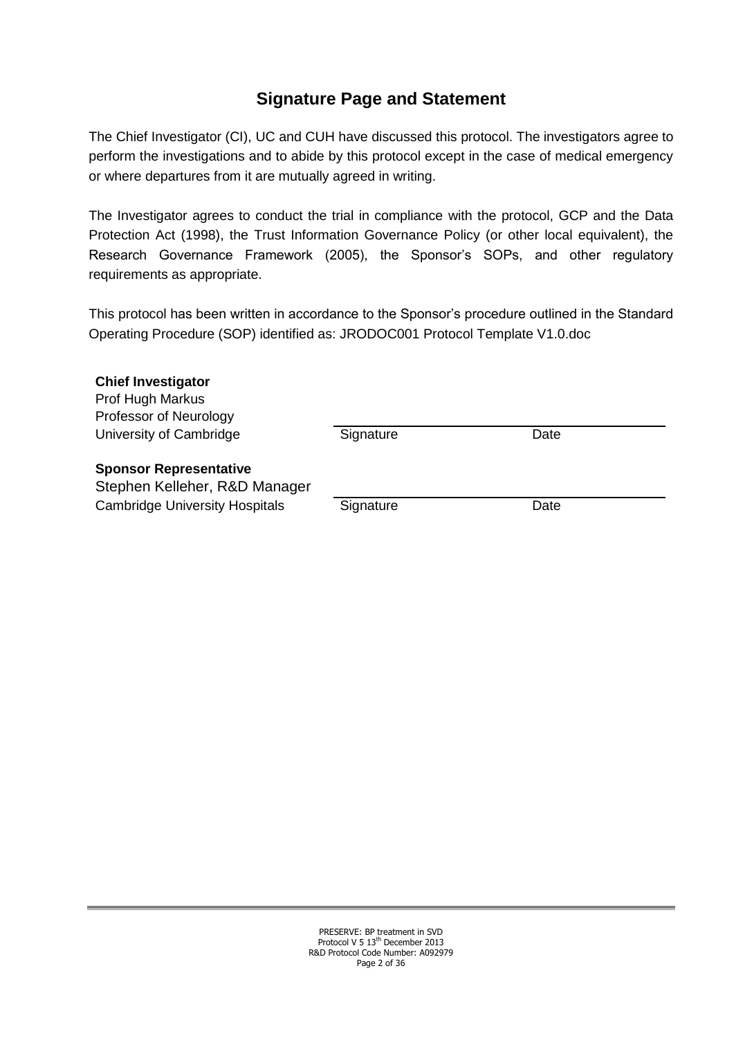## Signature Page and Statement

The Chief Investigator (CI), UC and CUH have discussed this protocol. The investigators agree to perform the investigations and to abide by this protocol except in the case of medical emergency or where departures from it are mutually agreed in writing.

The Investigator agrees to conduct the trial in compliance with the protocol, GCP and the Data Protection Act (1998), the Trust Information Governance Policy (or other local equivalent), the Research Governance Framework (2005), the Sponsor's SOPs, and other regulatory requirements as appropriate.

This protocol has been written in accordance to the Sponsor's procedure outlined in the Standard Operating Procedure (SOP) identified as: JRODOC001 Protocol Template V1.0.doc

**Chief Investigator**
Prof Hugh Markus
Professor of Neurology
University of Cambridge

Signature Date

**Sponsor Representative**
Stephen Kelleher, R&D Manager
Cambridge University Hospitals

Signature Date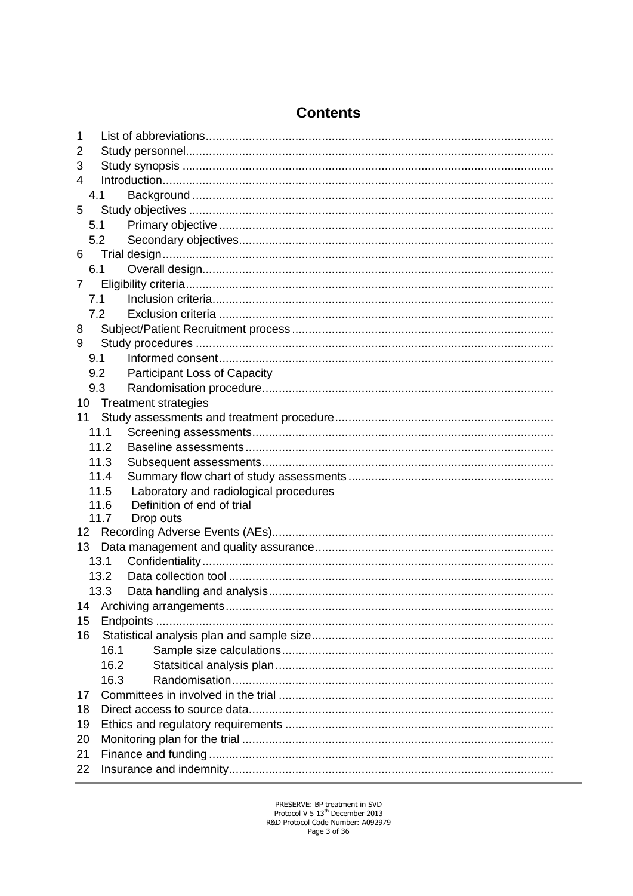# Contents

1 List of abbreviations
2 Study personnel
3 Study synopsis
4 Introduction
  4.1 Background
5 Study objectives
  5.1 Primary objective
  5.2 Secondary objectives
6 Trial design
  6.1 Overall design
7 Eligibility criteria
  7.1 Inclusion criteria
  7.2 Exclusion criteria
8 Subject/Patient Recruitment process
9 Study procedures
  9.1 Informed consent
  9.2 Participant Loss of Capacity
  9.3 Randomisation procedure
10 Treatment strategies
11 Study assessments and treatment procedure
  11.1 Screening assessments
  11.2 Baseline assessments
  11.3 Subsequent assessments
  11.4 Summary flow chart of study assessments
  11.5 Laboratory and radiological procedures
  11.6 Definition of end of trial
  11.7 Drop outs
12 Recording Adverse Events (AEs)
13 Data management and quality assurance
  13.1 Confidentiality
  13.2 Data collection tool
  13.3 Data handling and analysis
14 Archiving arrangements
15 Endpoints
16 Statistical analysis plan and sample size
  16.1 Sample size calculations
  16.2 Statsitical analysis plan
  16.3 Randomisation
17 Committees in involved in the trial
18 Direct access to source data
19 Ethics and regulatory requirements
20 Monitoring plan for the trial
21 Finance and funding
22 Insurance and indemnity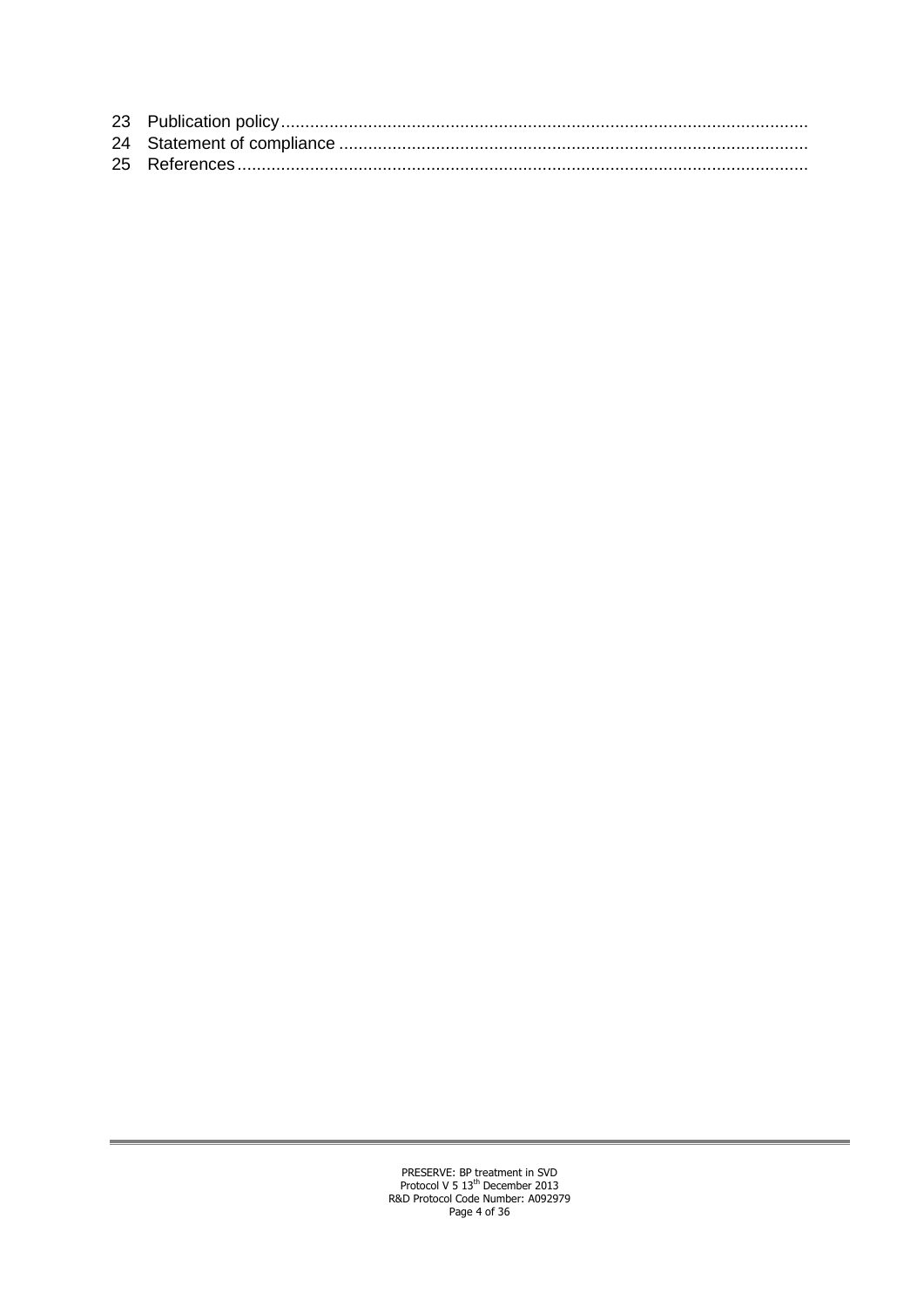23 Publication policy............................................................................................................
24 Statement of compliance ................................................................................................
25 References.....................................................................................................................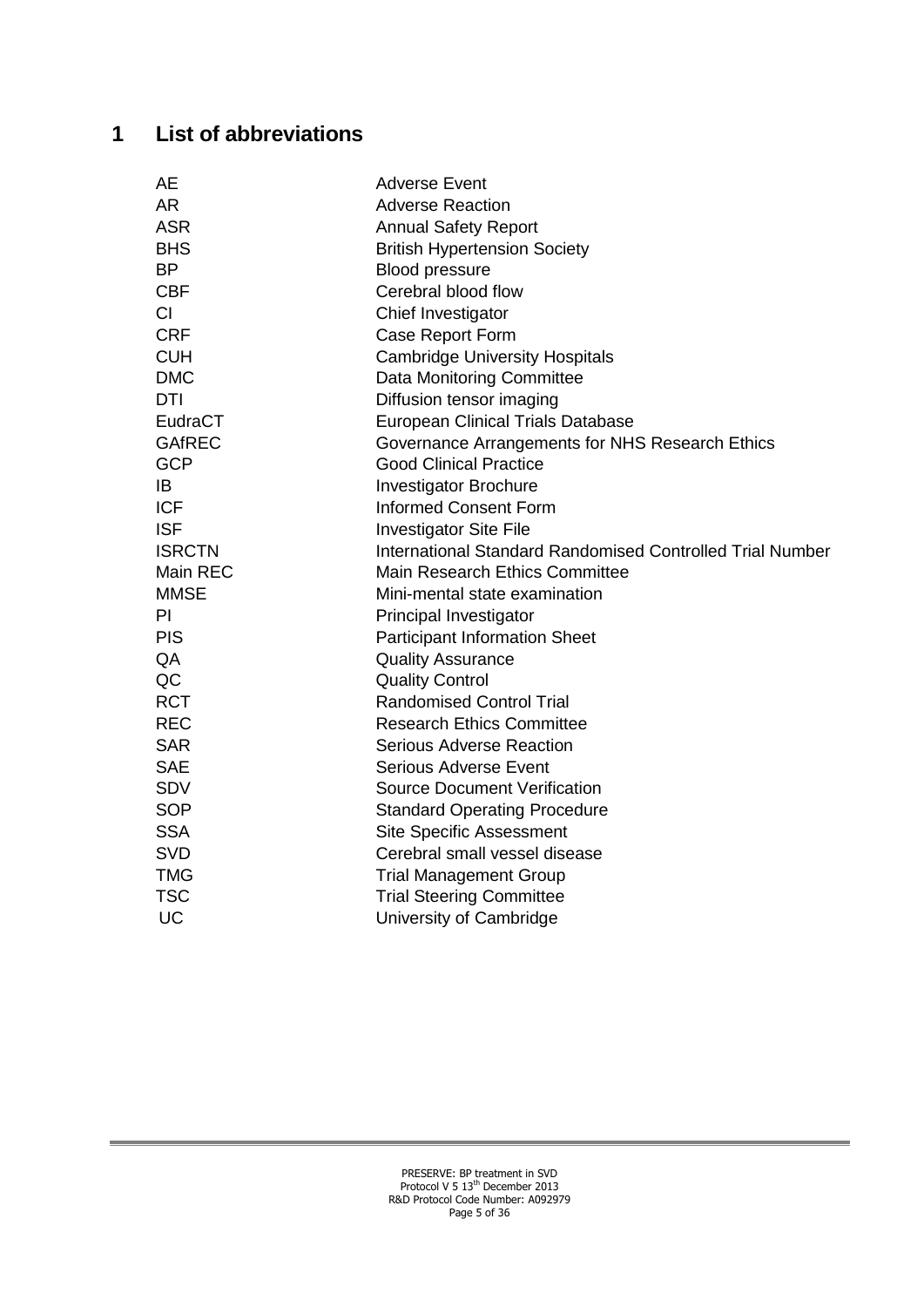# 1 List of abbreviations

| | |
|---|---|
| AE | Adverse Event |
| AR | Adverse Reaction |
| ASR | Annual Safety Report |
| BHS | British Hypertension Society |
| BP | Blood pressure |
| CBF | Cerebral blood flow |
| CI | Chief Investigator |
| CRF | Case Report Form |
| CUH | Cambridge University Hospitals |
| DMC | Data Monitoring Committee |
| DTI | Diffusion tensor imaging |
| EudraCT | European Clinical Trials Database |
| GAfREC | Governance Arrangements for NHS Research Ethics |
| GCP | Good Clinical Practice |
| IB | Investigator Brochure |
| ICF | Informed Consent Form |
| ISF | Investigator Site File |
| ISRCTN | International Standard Randomised Controlled Trial Number |
| Main REC | Main Research Ethics Committee |
| MMSE | Mini-mental state examination |
| PI | Principal Investigator |
| PIS | Participant Information Sheet |
| QA | Quality Assurance |
| QC | Quality Control |
| RCT | Randomised Control Trial |
| REC | Research Ethics Committee |
| SAR | Serious Adverse Reaction |
| SAE | Serious Adverse Event |
| SDV | Source Document Verification |
| SOP | Standard Operating Procedure |
| SSA | Site Specific Assessment |
| SVD | Cerebral small vessel disease |
| TMG | Trial Management Group |
| TSC | Trial Steering Committee |
| UC | University of Cambridge |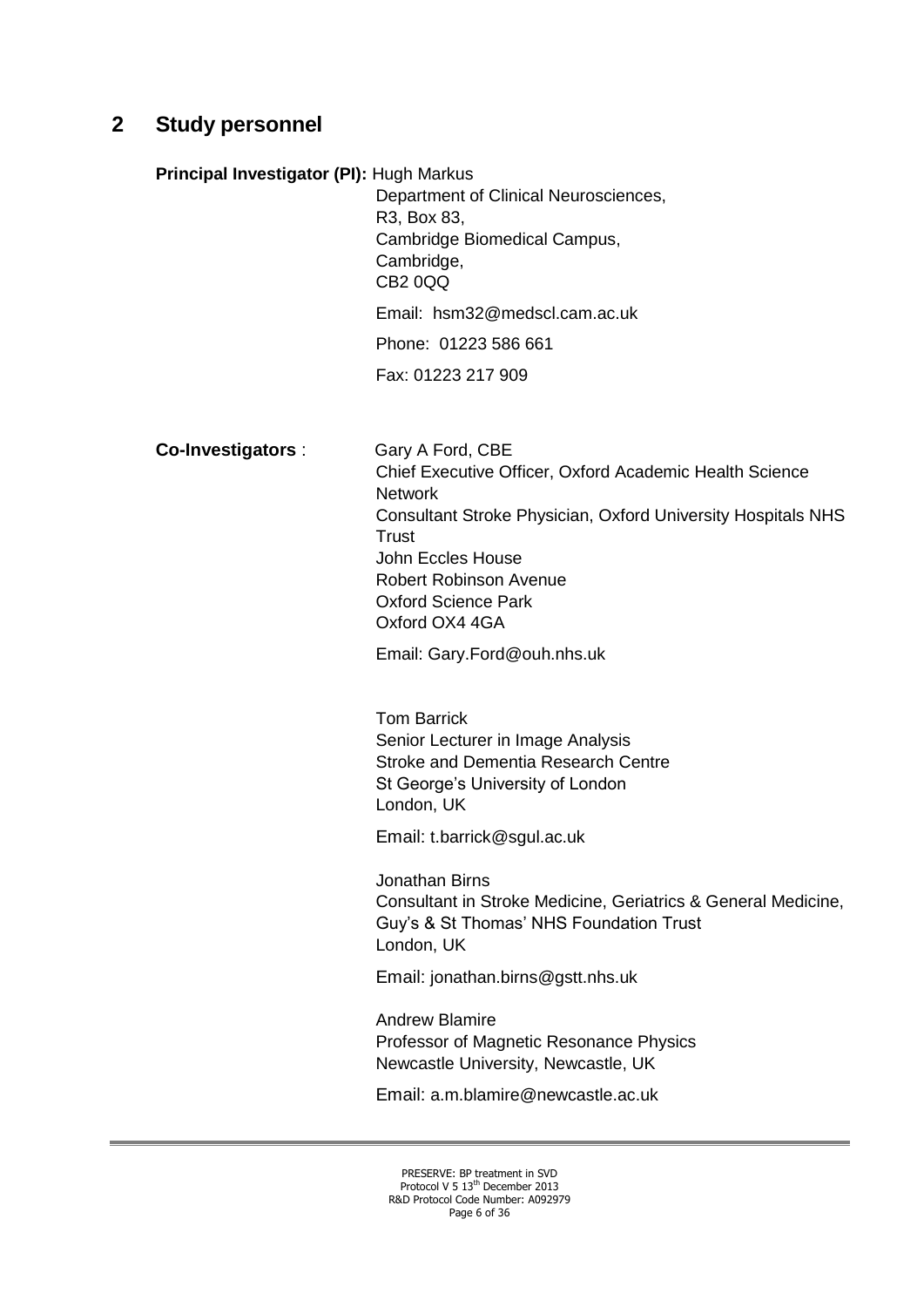## 2 Study personnel

**Principal Investigator (PI):** Hugh Markus
Department of Clinical Neurosciences,
R3, Box 83,
Cambridge Biomedical Campus,
Cambridge,
CB2 0QQ

Email: hsm32@medscl.cam.ac.uk

Phone: 01223 586 661

Fax: 01223 217 909

**Co-Investigators** :

Gary A Ford, CBE
Chief Executive Officer, Oxford Academic Health Science Network
Consultant Stroke Physician, Oxford University Hospitals NHS Trust
John Eccles House
Robert Robinson Avenue
Oxford Science Park
Oxford OX4 4GA

Email: Gary.Ford@ouh.nhs.uk

Tom Barrick
Senior Lecturer in Image Analysis
Stroke and Dementia Research Centre
St George's University of London
London, UK

Email: t.barrick@sgul.ac.uk

Jonathan Birns
Consultant in Stroke Medicine, Geriatrics & General Medicine,
Guy's & St Thomas' NHS Foundation Trust
London, UK

Email: jonathan.birns@gstt.nhs.uk

Andrew Blamire
Professor of Magnetic Resonance Physics
Newcastle University, Newcastle, UK

Email: a.m.blamire@newcastle.ac.uk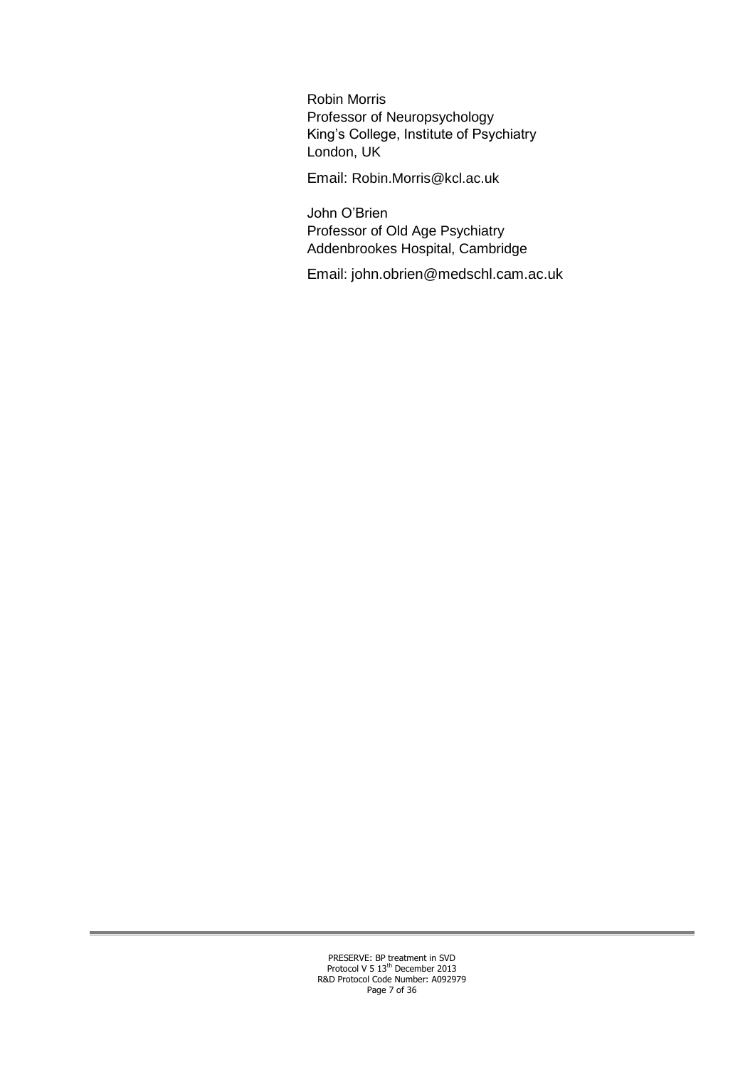Robin Morris
Professor of Neuropsychology
King's College, Institute of Psychiatry
London, UK

Email: Robin.Morris@kcl.ac.uk

John O'Brien
Professor of Old Age Psychiatry
Addenbrookes Hospital, Cambridge

Email: john.obrien@medschl.cam.ac.uk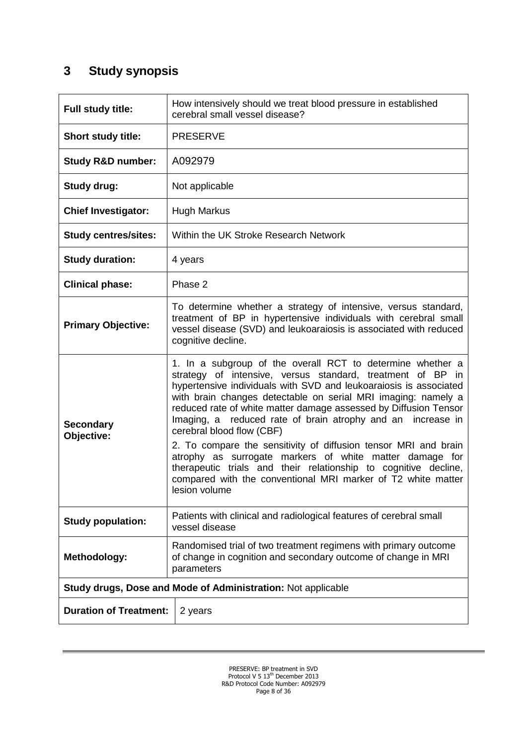# 3 Study synopsis

| | |
|---|---|
| **Full study title:** | How intensively should we treat blood pressure in established cerebral small vessel disease? |
| **Short study title:** | PRESERVE |
| **Study R&D number:** | A092979 |
| **Study drug:** | Not applicable |
| **Chief Investigator:** | Hugh Markus |
| **Study centres/sites:** | Within the UK Stroke Research Network |
| **Study duration:** | 4 years |
| **Clinical phase:** | Phase 2 |
| **Primary Objective:** | To determine whether a strategy of intensive, versus standard, treatment of BP in hypertensive individuals with cerebral small vessel disease (SVD) and leukoaraiosis is associated with reduced cognitive decline. |
| **Secondary Objective:** | 1. In a subgroup of the overall RCT to determine whether a strategy of intensive, versus standard, treatment of BP in hypertensive individuals with SVD and leukoaraiosis is associated with brain changes detectable on serial MRI imaging: namely a reduced rate of white matter damage assessed by Diffusion Tensor Imaging, a reduced rate of brain atrophy and an increase in cerebral blood flow (CBF)<br>2. To compare the sensitivity of diffusion tensor MRI and brain atrophy as surrogate markers of white matter damage for therapeutic trials and their relationship to cognitive decline, compared with the conventional MRI marker of T2 white matter lesion volume |
| **Study population:** | Patients with clinical and radiological features of cerebral small vessel disease |
| **Methodology:** | Randomised trial of two treatment regimens with primary outcome of change in cognition and secondary outcome of change in MRI parameters |
| **Study drugs, Dose and Mode of Administration:** Not applicable | |
| **Duration of Treatment:** | 2 years |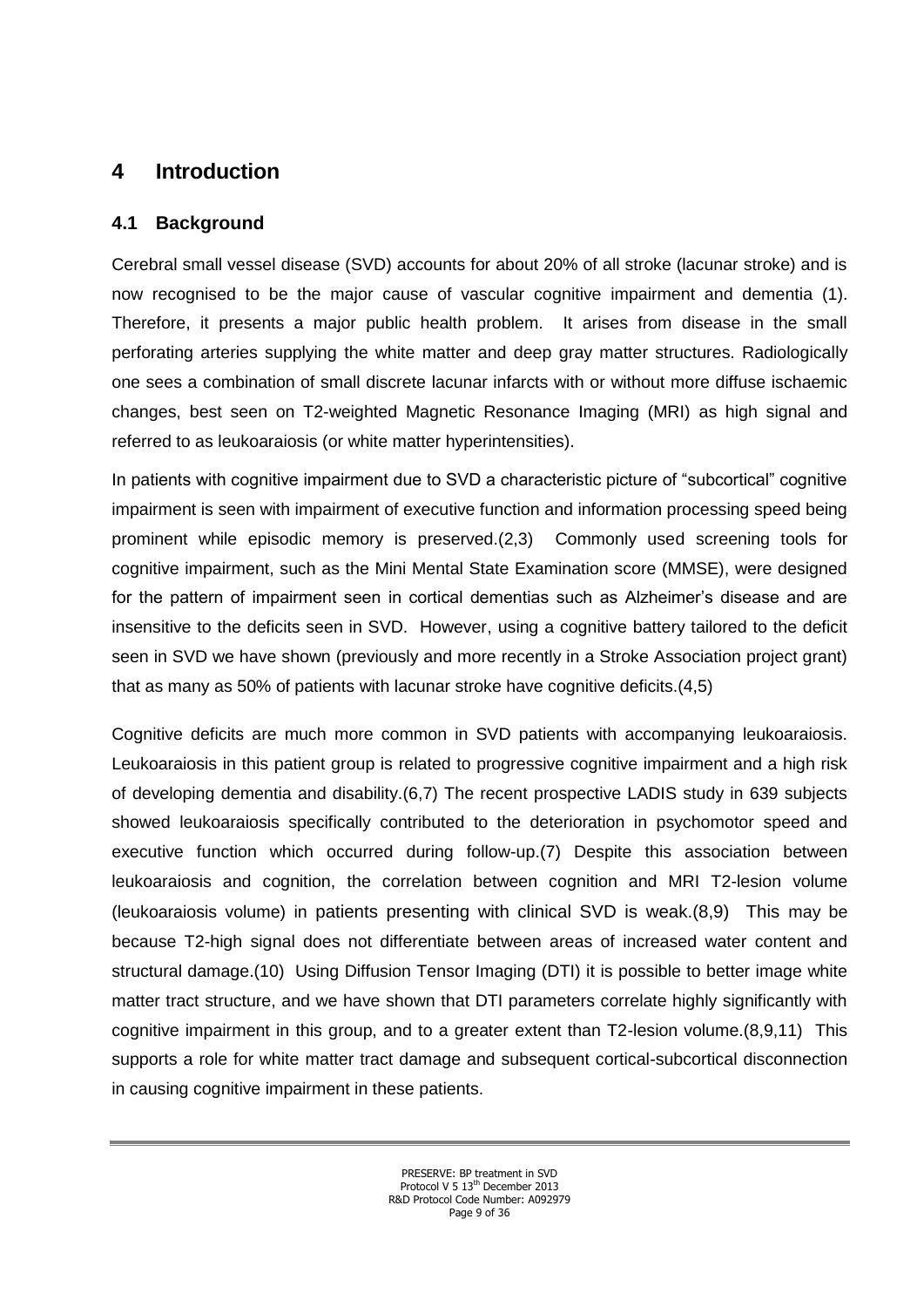# 4 Introduction

## 4.1 Background

Cerebral small vessel disease (SVD) accounts for about 20% of all stroke (lacunar stroke) and is now recognised to be the major cause of vascular cognitive impairment and dementia (1). Therefore, it presents a major public health problem. It arises from disease in the small perforating arteries supplying the white matter and deep gray matter structures. Radiologically one sees a combination of small discrete lacunar infarcts with or without more diffuse ischaemic changes, best seen on T2-weighted Magnetic Resonance Imaging (MRI) as high signal and referred to as leukoaraiosis (or white matter hyperintensities).

In patients with cognitive impairment due to SVD a characteristic picture of "subcortical" cognitive impairment is seen with impairment of executive function and information processing speed being prominent while episodic memory is preserved.(2,3) Commonly used screening tools for cognitive impairment, such as the Mini Mental State Examination score (MMSE), were designed for the pattern of impairment seen in cortical dementias such as Alzheimer's disease and are insensitive to the deficits seen in SVD. However, using a cognitive battery tailored to the deficit seen in SVD we have shown (previously and more recently in a Stroke Association project grant) that as many as 50% of patients with lacunar stroke have cognitive deficits.(4,5)

Cognitive deficits are much more common in SVD patients with accompanying leukoaraiosis. Leukoaraiosis in this patient group is related to progressive cognitive impairment and a high risk of developing dementia and disability.(6,7) The recent prospective LADIS study in 639 subjects showed leukoaraiosis specifically contributed to the deterioration in psychomotor speed and executive function which occurred during follow-up.(7) Despite this association between leukoaraiosis and cognition, the correlation between cognition and MRI T2-lesion volume (leukoaraiosis volume) in patients presenting with clinical SVD is weak.(8,9) This may be because T2-high signal does not differentiate between areas of increased water content and structural damage.(10) Using Diffusion Tensor Imaging (DTI) it is possible to better image white matter tract structure, and we have shown that DTI parameters correlate highly significantly with cognitive impairment in this group, and to a greater extent than T2-lesion volume.(8,9,11) This supports a role for white matter tract damage and subsequent cortical-subcortical disconnection in causing cognitive impairment in these patients.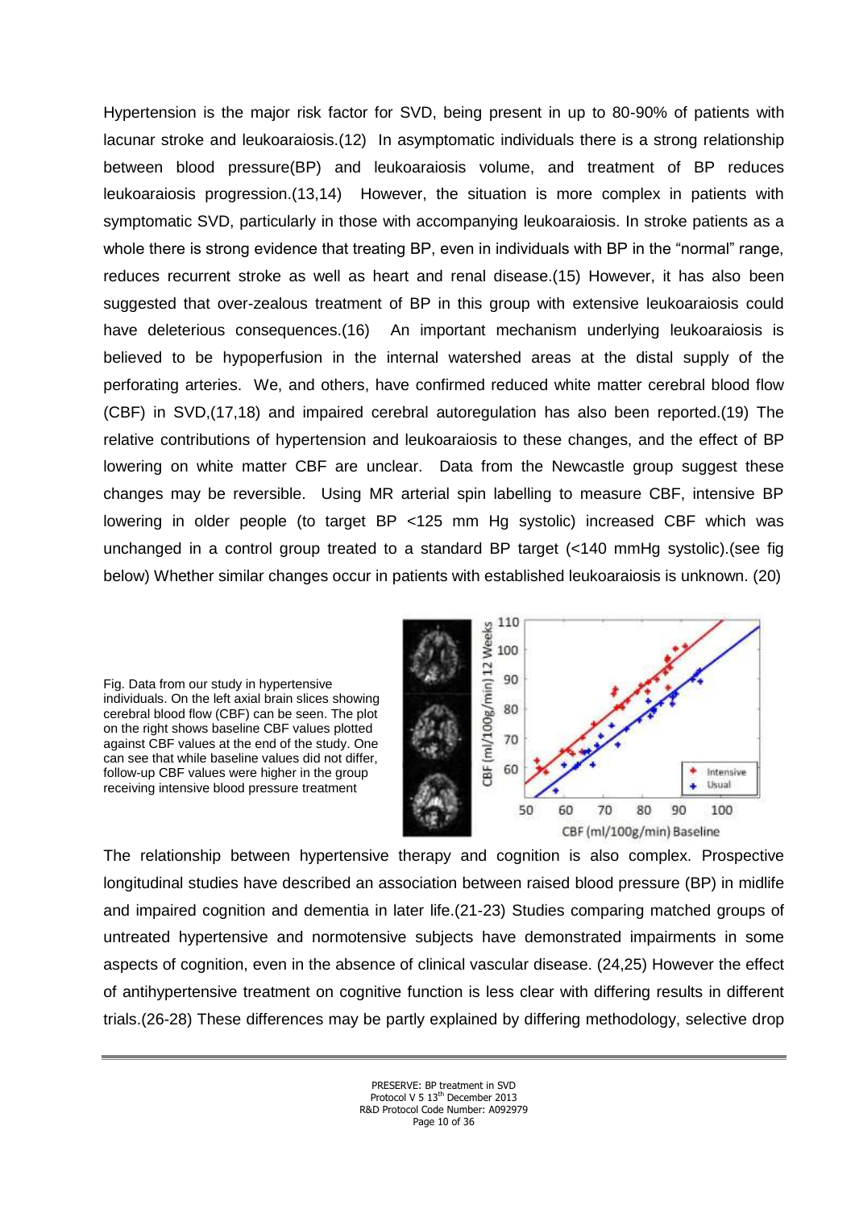Hypertension is the major risk factor for SVD, being present in up to 80-90% of patients with lacunar stroke and leukoaraiosis.(12) In asymptomatic individuals there is a strong relationship between blood pressure(BP) and leukoaraiosis volume, and treatment of BP reduces leukoaraiosis progression.(13,14) However, the situation is more complex in patients with symptomatic SVD, particularly in those with accompanying leukoaraiosis. In stroke patients as a whole there is strong evidence that treating BP, even in individuals with BP in the "normal" range, reduces recurrent stroke as well as heart and renal disease.(15) However, it has also been suggested that over-zealous treatment of BP in this group with extensive leukoaraiosis could have deleterious consequences.(16) An important mechanism underlying leukoaraiosis is believed to be hypoperfusion in the internal watershed areas at the distal supply of the perforating arteries. We, and others, have confirmed reduced white matter cerebral blood flow (CBF) in SVD,(17,18) and impaired cerebral autoregulation has also been reported.(19) The relative contributions of hypertension and leukoaraiosis to these changes, and the effect of BP lowering on white matter CBF are unclear. Data from the Newcastle group suggest these changes may be reversible. Using MR arterial spin labelling to measure CBF, intensive BP lowering in older people (to target BP <125 mm Hg systolic) increased CBF which was unchanged in a control group treated to a standard BP target (<140 mmHg systolic).(see fig below) Whether similar changes occur in patients with established leukoaraiosis is unknown. (20)

Fig. Data from our study in hypertensive individuals. On the left axial brain slices showing cerebral blood flow (CBF) can be seen. The plot on the right shows baseline CBF values plotted against CBF values at the end of the study. One can see that while baseline values did not differ, follow-up CBF values were higher in the group receiving intensive blood pressure treatment

The relationship between hypertensive therapy and cognition is also complex. Prospective longitudinal studies have described an association between raised blood pressure (BP) in midlife and impaired cognition and dementia in later life.(21-23) Studies comparing matched groups of untreated hypertensive and normotensive subjects have demonstrated impairments in some aspects of cognition, even in the absence of clinical vascular disease. (24,25) However the effect of antihypertensive treatment on cognitive function is less clear with differing results in different trials.(26-28) These differences may be partly explained by differing methodology, selective drop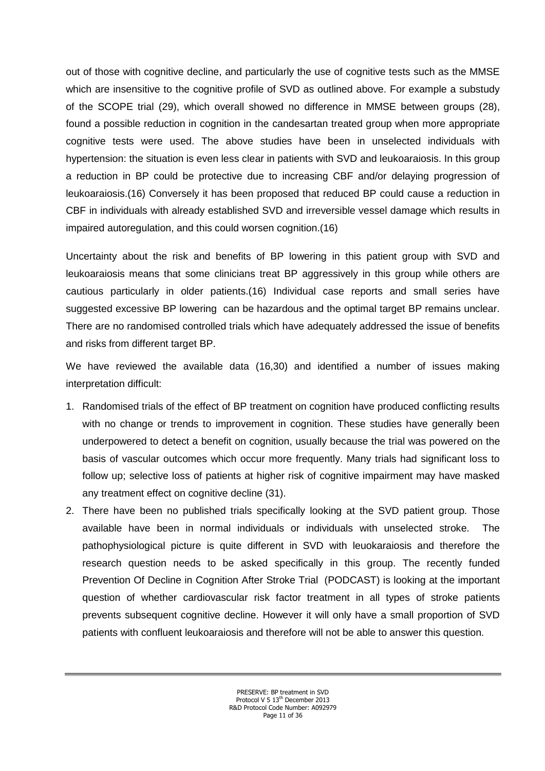out of those with cognitive decline, and particularly the use of cognitive tests such as the MMSE which are insensitive to the cognitive profile of SVD as outlined above. For example a substudy of the SCOPE trial (29), which overall showed no difference in MMSE between groups (28), found a possible reduction in cognition in the candesartan treated group when more appropriate cognitive tests were used. The above studies have been in unselected individuals with hypertension: the situation is even less clear in patients with SVD and leukoaraiosis. In this group a reduction in BP could be protective due to increasing CBF and/or delaying progression of leukoaraiosis.(16) Conversely it has been proposed that reduced BP could cause a reduction in CBF in individuals with already established SVD and irreversible vessel damage which results in impaired autoregulation, and this could worsen cognition.(16)

Uncertainty about the risk and benefits of BP lowering in this patient group with SVD and leukoaraiosis means that some clinicians treat BP aggressively in this group while others are cautious particularly in older patients.(16) Individual case reports and small series have suggested excessive BP lowering can be hazardous and the optimal target BP remains unclear. There are no randomised controlled trials which have adequately addressed the issue of benefits and risks from different target BP.

We have reviewed the available data (16,30) and identified a number of issues making interpretation difficult:

1. Randomised trials of the effect of BP treatment on cognition have produced conflicting results with no change or trends to improvement in cognition. These studies have generally been underpowered to detect a benefit on cognition, usually because the trial was powered on the basis of vascular outcomes which occur more frequently. Many trials had significant loss to follow up; selective loss of patients at higher risk of cognitive impairment may have masked any treatment effect on cognitive decline (31).
2. There have been no published trials specifically looking at the SVD patient group. Those available have been in normal individuals or individuals with unselected stroke. The pathophysiological picture is quite different in SVD with leuokaraiosis and therefore the research question needs to be asked specifically in this group. The recently funded Prevention Of Decline in Cognition After Stroke Trial (PODCAST) is looking at the important question of whether cardiovascular risk factor treatment in all types of stroke patients prevents subsequent cognitive decline. However it will only have a small proportion of SVD patients with confluent leukoaraiosis and therefore will not be able to answer this question.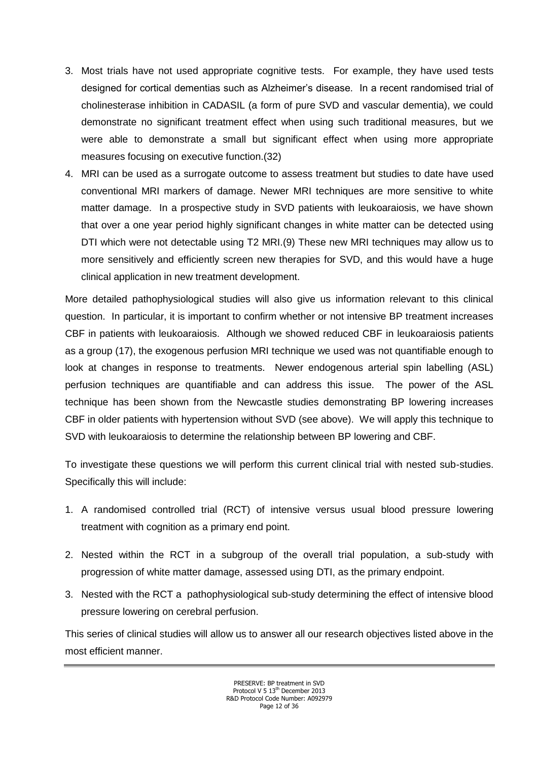3. Most trials have not used appropriate cognitive tests. For example, they have used tests designed for cortical dementias such as Alzheimer's disease. In a recent randomised trial of cholinesterase inhibition in CADASIL (a form of pure SVD and vascular dementia), we could demonstrate no significant treatment effect when using such traditional measures, but we were able to demonstrate a small but significant effect when using more appropriate measures focusing on executive function.(32)
4. MRI can be used as a surrogate outcome to assess treatment but studies to date have used conventional MRI markers of damage. Newer MRI techniques are more sensitive to white matter damage. In a prospective study in SVD patients with leukoaraiosis, we have shown that over a one year period highly significant changes in white matter can be detected using DTI which were not detectable using T2 MRI.(9) These new MRI techniques may allow us to more sensitively and efficiently screen new therapies for SVD, and this would have a huge clinical application in new treatment development.

More detailed pathophysiological studies will also give us information relevant to this clinical question. In particular, it is important to confirm whether or not intensive BP treatment increases CBF in patients with leukoaraiosis. Although we showed reduced CBF in leukoaraiosis patients as a group (17), the exogenous perfusion MRI technique we used was not quantifiable enough to look at changes in response to treatments. Newer endogenous arterial spin labelling (ASL) perfusion techniques are quantifiable and can address this issue. The power of the ASL technique has been shown from the Newcastle studies demonstrating BP lowering increases CBF in older patients with hypertension without SVD (see above). We will apply this technique to SVD with leukoaraiosis to determine the relationship between BP lowering and CBF.

To investigate these questions we will perform this current clinical trial with nested sub-studies. Specifically this will include:

1. A randomised controlled trial (RCT) of intensive versus usual blood pressure lowering treatment with cognition as a primary end point.
2. Nested within the RCT in a subgroup of the overall trial population, a sub-study with progression of white matter damage, assessed using DTI, as the primary endpoint.
3. Nested with the RCT a pathophysiological sub-study determining the effect of intensive blood pressure lowering on cerebral perfusion.

This series of clinical studies will allow us to answer all our research objectives listed above in the most efficient manner.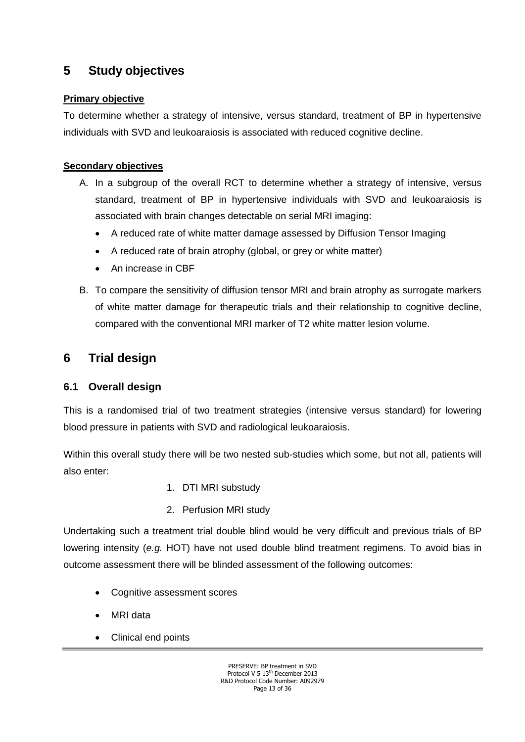# 5 Study objectives

**Primary objective**

To determine whether a strategy of intensive, versus standard, treatment of BP in hypertensive individuals with SVD and leukoaraiosis is associated with reduced cognitive decline.

**Secondary objectives**

A. In a subgroup of the overall RCT to determine whether a strategy of intensive, versus standard, treatment of BP in hypertensive individuals with SVD and leukoaraiosis is associated with brain changes detectable on serial MRI imaging:
   - A reduced rate of white matter damage assessed by Diffusion Tensor Imaging
   - A reduced rate of brain atrophy (global, or grey or white matter)
   - An increase in CBF

B. To compare the sensitivity of diffusion tensor MRI and brain atrophy as surrogate markers of white matter damage for therapeutic trials and their relationship to cognitive decline, compared with the conventional MRI marker of T2 white matter lesion volume.

# 6 Trial design

## 6.1 Overall design

This is a randomised trial of two treatment strategies (intensive versus standard) for lowering blood pressure in patients with SVD and radiological leukoaraiosis.

Within this overall study there will be two nested sub-studies which some, but not all, patients will also enter:

1. DTI MRI substudy
2. Perfusion MRI study

Undertaking such a treatment trial double blind would be very difficult and previous trials of BP lowering intensity (*e.g.* HOT) have not used double blind treatment regimens. To avoid bias in outcome assessment there will be blinded assessment of the following outcomes:

- Cognitive assessment scores
- MRI data
- Clinical end points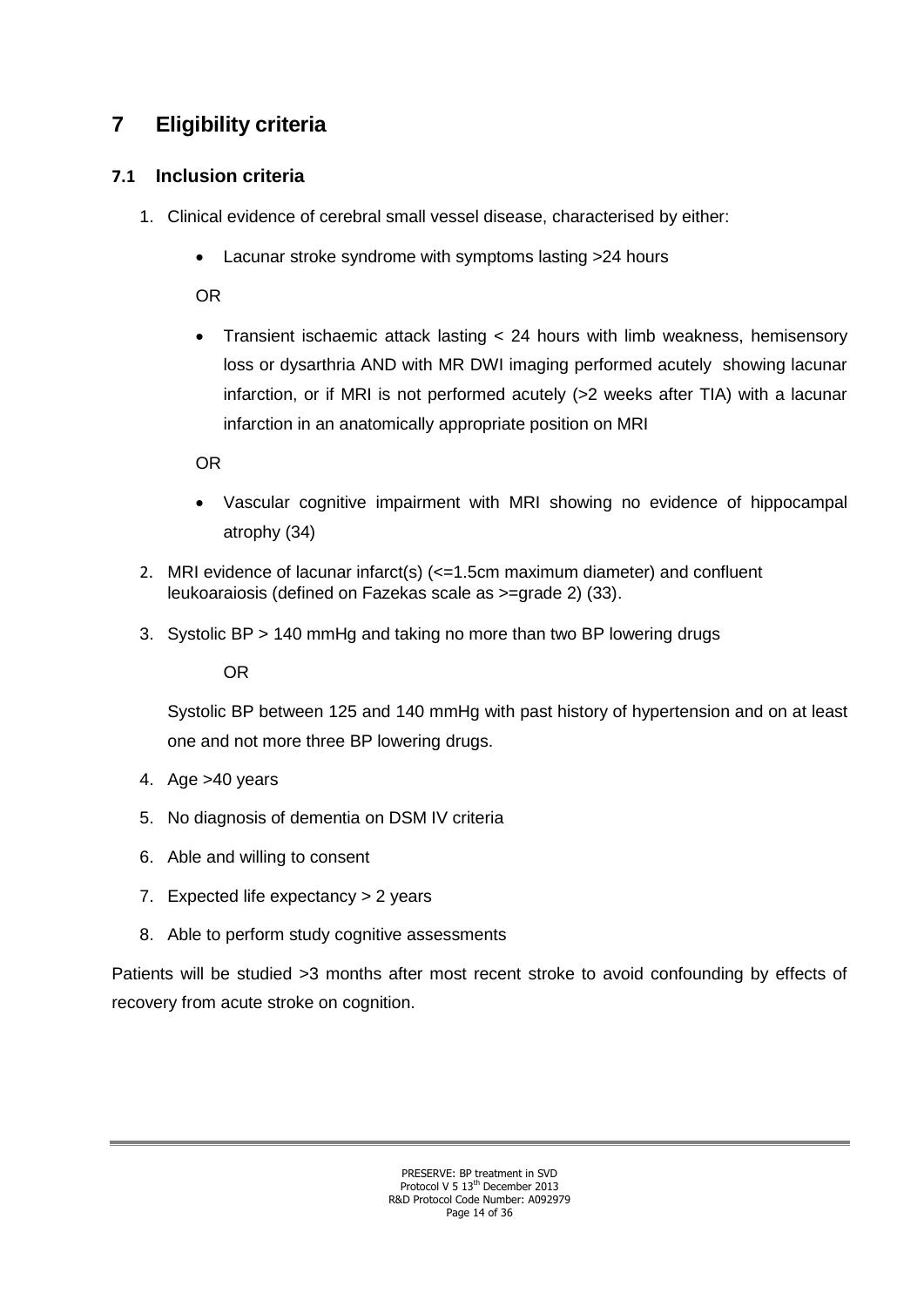# 7 Eligibility criteria

## 7.1 Inclusion criteria

1. Clinical evidence of cerebral small vessel disease, characterised by either:

   - Lacunar stroke syndrome with symptoms lasting >24 hours

   OR

   - Transient ischaemic attack lasting < 24 hours with limb weakness, hemisensory loss or dysarthria AND with MR DWI imaging performed acutely showing lacunar infarction, or if MRI is not performed acutely (>2 weeks after TIA) with a lacunar infarction in an anatomically appropriate position on MRI

   OR

   - Vascular cognitive impairment with MRI showing no evidence of hippocampal atrophy (34)

2. MRI evidence of lacunar infarct(s) (<=1.5cm maximum diameter) and confluent leukoaraiosis (defined on Fazekas scale as >=grade 2) (33).

3. Systolic BP > 140 mmHg and taking no more than two BP lowering drugs

   OR

   Systolic BP between 125 and 140 mmHg with past history of hypertension and on at least one and not more three BP lowering drugs.

4. Age >40 years

5. No diagnosis of dementia on DSM IV criteria

6. Able and willing to consent

7. Expected life expectancy > 2 years

8. Able to perform study cognitive assessments

Patients will be studied >3 months after most recent stroke to avoid confounding by effects of recovery from acute stroke on cognition.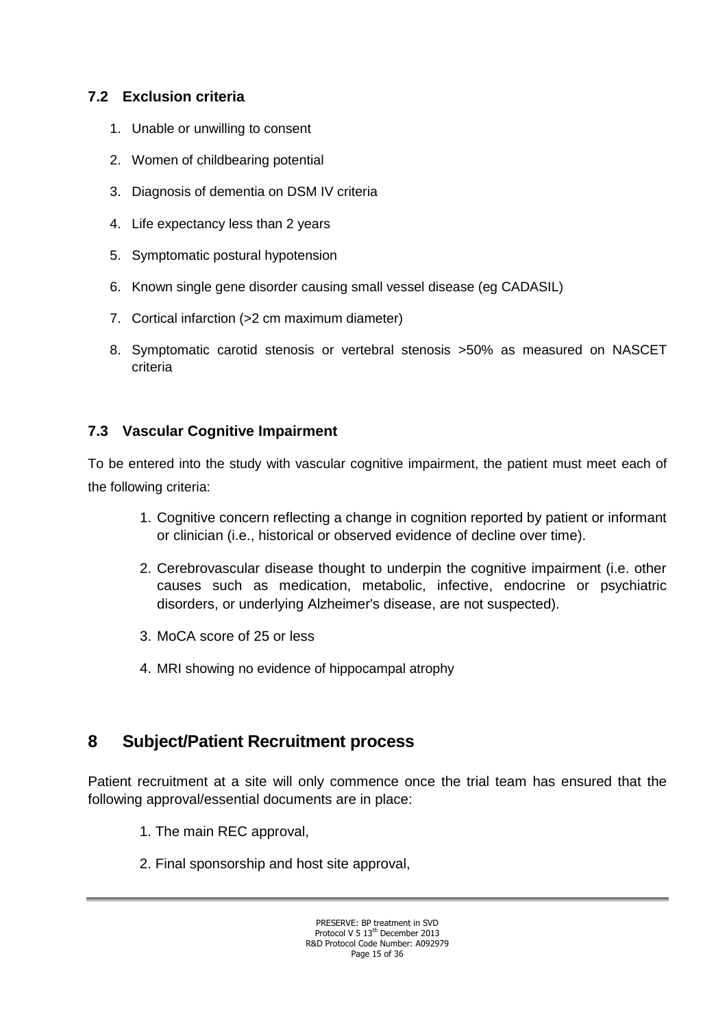### 7.2 Exclusion criteria

1. Unable or unwilling to consent
2. Women of childbearing potential
3. Diagnosis of dementia on DSM IV criteria
4. Life expectancy less than 2 years
5. Symptomatic postural hypotension
6. Known single gene disorder causing small vessel disease (eg CADASIL)
7. Cortical infarction (>2 cm maximum diameter)
8. Symptomatic carotid stenosis or vertebral stenosis >50% as measured on NASCET criteria

### 7.3 Vascular Cognitive Impairment

To be entered into the study with vascular cognitive impairment, the patient must meet each of the following criteria:

1. Cognitive concern reflecting a change in cognition reported by patient or informant or clinician (i.e., historical or observed evidence of decline over time).
2. Cerebrovascular disease thought to underpin the cognitive impairment (i.e. other causes such as medication, metabolic, infective, endocrine or psychiatric disorders, or underlying Alzheimer's disease, are not suspected).
3. MoCA score of 25 or less
4. MRI showing no evidence of hippocampal atrophy

## 8 Subject/Patient Recruitment process

Patient recruitment at a site will only commence once the trial team has ensured that the following approval/essential documents are in place:

1. The main REC approval,
2. Final sponsorship and host site approval,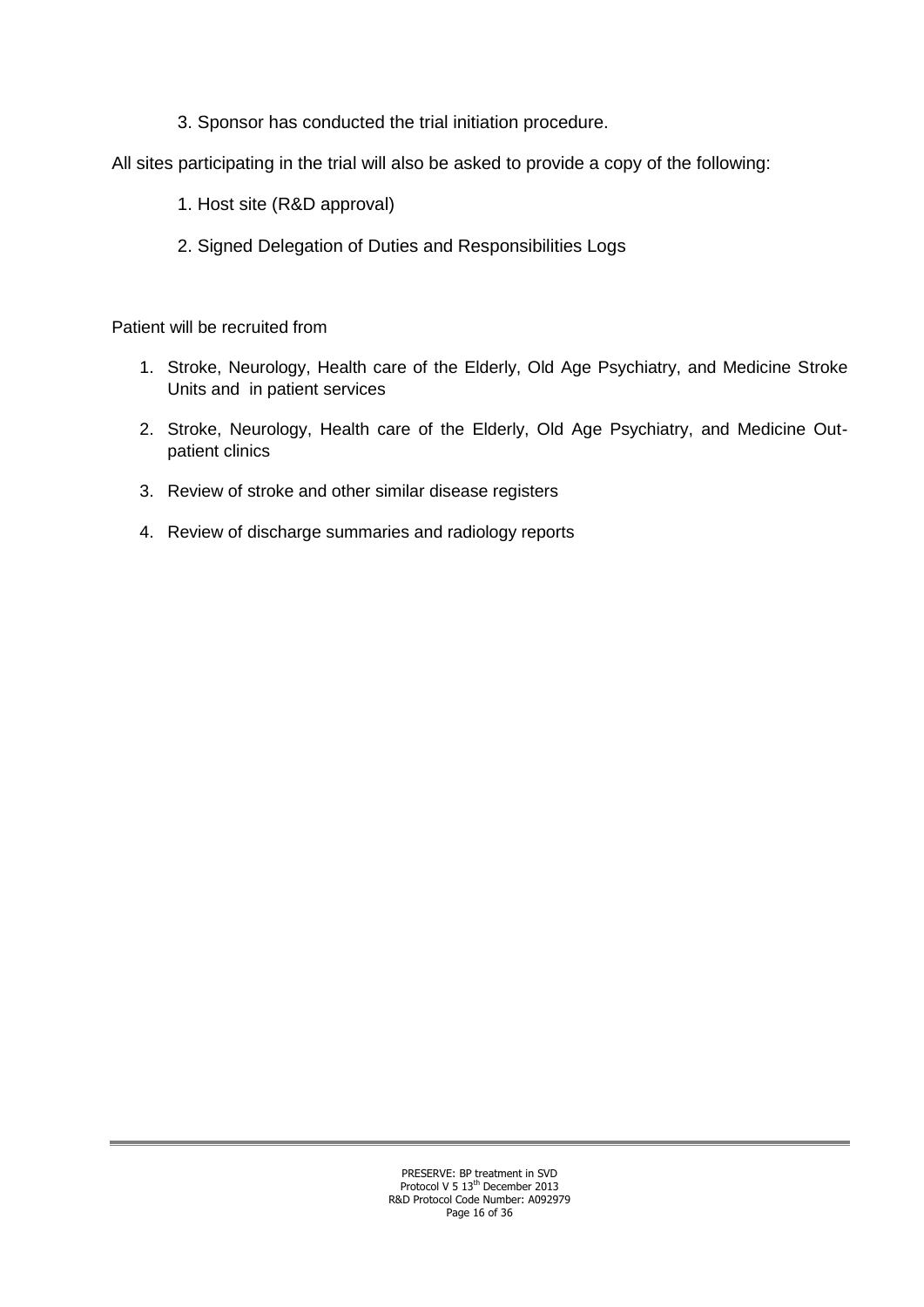3. Sponsor has conducted the trial initiation procedure.

All sites participating in the trial will also be asked to provide a copy of the following:

1. Host site (R&D approval)
2. Signed Delegation of Duties and Responsibilities Logs

Patient will be recruited from

1. Stroke, Neurology, Health care of the Elderly, Old Age Psychiatry, and Medicine Stroke Units and in patient services
2. Stroke, Neurology, Health care of the Elderly, Old Age Psychiatry, and Medicine Out-patient clinics
3. Review of stroke and other similar disease registers
4. Review of discharge summaries and radiology reports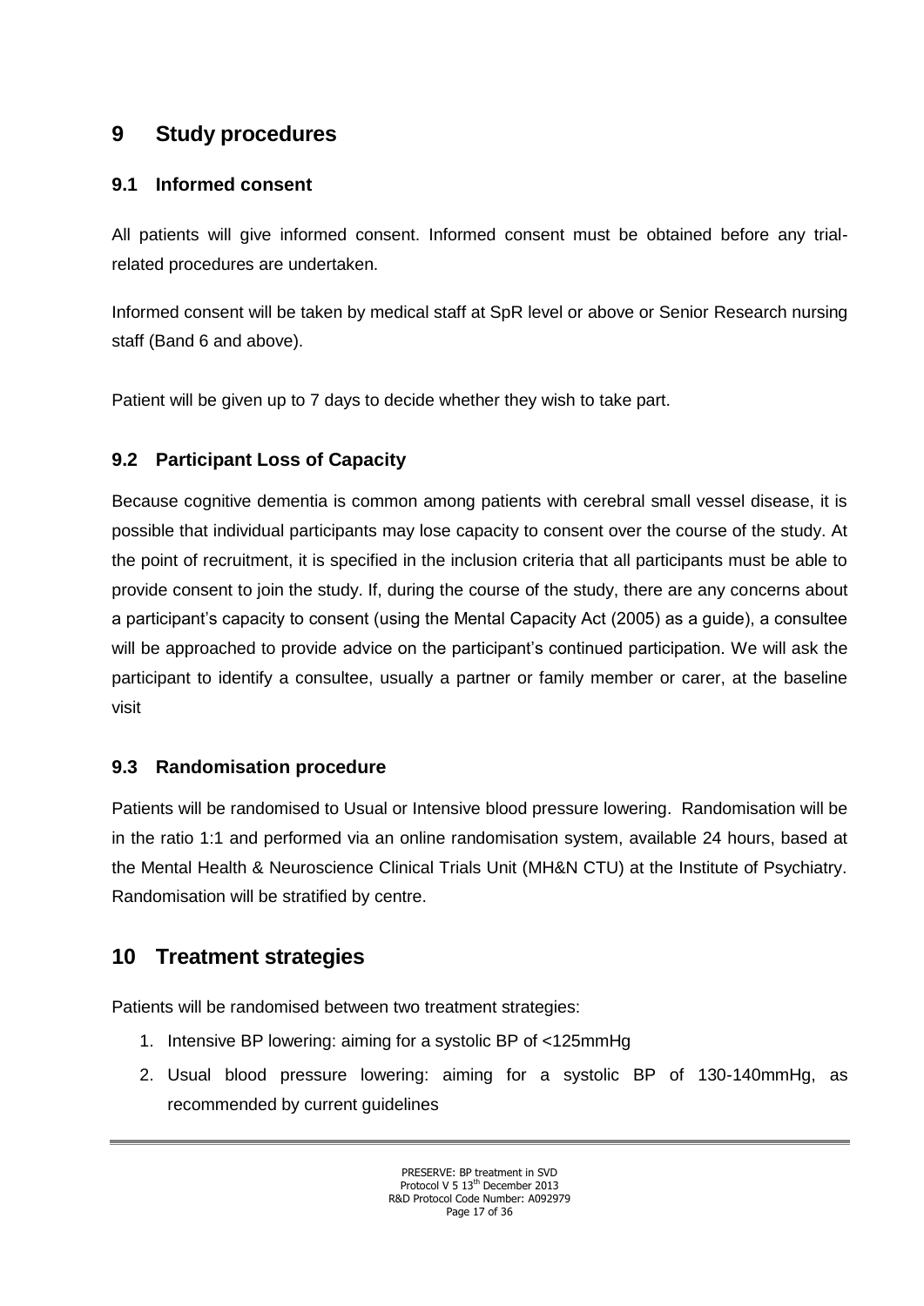# 9 Study procedures

## 9.1 Informed consent

All patients will give informed consent. Informed consent must be obtained before any trial-related procedures are undertaken.

Informed consent will be taken by medical staff at SpR level or above or Senior Research nursing staff (Band 6 and above).

Patient will be given up to 7 days to decide whether they wish to take part.

## 9.2 Participant Loss of Capacity

Because cognitive dementia is common among patients with cerebral small vessel disease, it is possible that individual participants may lose capacity to consent over the course of the study. At the point of recruitment, it is specified in the inclusion criteria that all participants must be able to provide consent to join the study. If, during the course of the study, there are any concerns about a participant's capacity to consent (using the Mental Capacity Act (2005) as a guide), a consultee will be approached to provide advice on the participant's continued participation. We will ask the participant to identify a consultee, usually a partner or family member or carer, at the baseline visit

## 9.3 Randomisation procedure

Patients will be randomised to Usual or Intensive blood pressure lowering. Randomisation will be in the ratio 1:1 and performed via an online randomisation system, available 24 hours, based at the Mental Health & Neuroscience Clinical Trials Unit (MH&N CTU) at the Institute of Psychiatry. Randomisation will be stratified by centre.

# 10 Treatment strategies

Patients will be randomised between two treatment strategies:

1. Intensive BP lowering: aiming for a systolic BP of <125mmHg
2. Usual blood pressure lowering: aiming for a systolic BP of 130-140mmHg, as recommended by current guidelines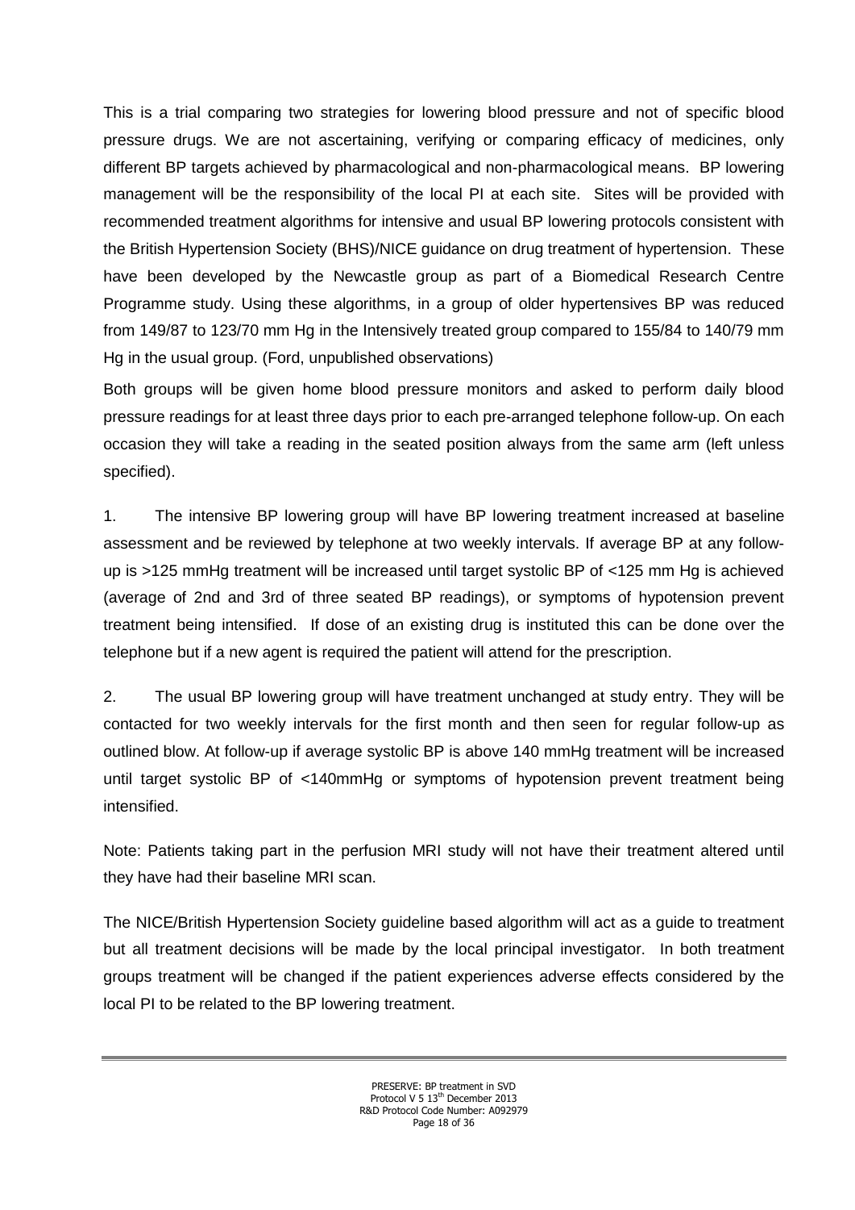This is a trial comparing two strategies for lowering blood pressure and not of specific blood pressure drugs. We are not ascertaining, verifying or comparing efficacy of medicines, only different BP targets achieved by pharmacological and non-pharmacological means. BP lowering management will be the responsibility of the local PI at each site. Sites will be provided with recommended treatment algorithms for intensive and usual BP lowering protocols consistent with the British Hypertension Society (BHS)/NICE guidance on drug treatment of hypertension. These have been developed by the Newcastle group as part of a Biomedical Research Centre Programme study. Using these algorithms, in a group of older hypertensives BP was reduced from 149/87 to 123/70 mm Hg in the Intensively treated group compared to 155/84 to 140/79 mm Hg in the usual group. (Ford, unpublished observations)

Both groups will be given home blood pressure monitors and asked to perform daily blood pressure readings for at least three days prior to each pre-arranged telephone follow-up. On each occasion they will take a reading in the seated position always from the same arm (left unless specified).

1. The intensive BP lowering group will have BP lowering treatment increased at baseline assessment and be reviewed by telephone at two weekly intervals. If average BP at any follow-up is >125 mmHg treatment will be increased until target systolic BP of <125 mm Hg is achieved (average of 2nd and 3rd of three seated BP readings), or symptoms of hypotension prevent treatment being intensified. If dose of an existing drug is instituted this can be done over the telephone but if a new agent is required the patient will attend for the prescription.

2. The usual BP lowering group will have treatment unchanged at study entry. They will be contacted for two weekly intervals for the first month and then seen for regular follow-up as outlined blow. At follow-up if average systolic BP is above 140 mmHg treatment will be increased until target systolic BP of <140mmHg or symptoms of hypotension prevent treatment being intensified.

Note: Patients taking part in the perfusion MRI study will not have their treatment altered until they have had their baseline MRI scan.

The NICE/British Hypertension Society guideline based algorithm will act as a guide to treatment but all treatment decisions will be made by the local principal investigator. In both treatment groups treatment will be changed if the patient experiences adverse effects considered by the local PI to be related to the BP lowering treatment.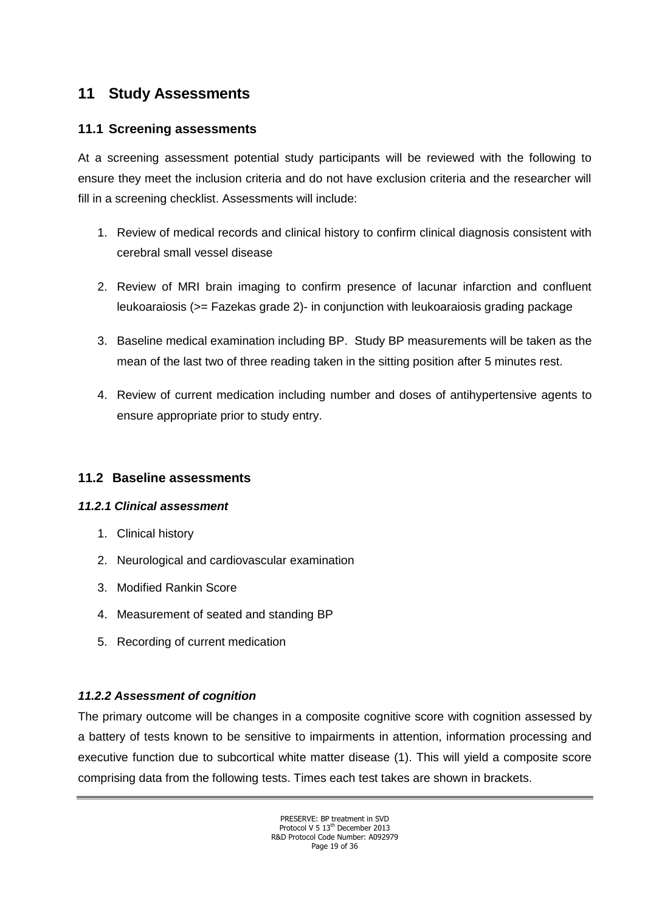# 11 Study Assessments

## 11.1 Screening assessments

At a screening assessment potential study participants will be reviewed with the following to ensure they meet the inclusion criteria and do not have exclusion criteria and the researcher will fill in a screening checklist. Assessments will include:

1. Review of medical records and clinical history to confirm clinical diagnosis consistent with cerebral small vessel disease
2. Review of MRI brain imaging to confirm presence of lacunar infarction and confluent leukoaraiosis (>= Fazekas grade 2)- in conjunction with leukoaraiosis grading package
3. Baseline medical examination including BP. Study BP measurements will be taken as the mean of the last two of three reading taken in the sitting position after 5 minutes rest.
4. Review of current medication including number and doses of antihypertensive agents to ensure appropriate prior to study entry.

## 11.2 Baseline assessments

### *11.2.1 Clinical assessment*

1. Clinical history
2. Neurological and cardiovascular examination
3. Modified Rankin Score
4. Measurement of seated and standing BP
5. Recording of current medication

### *11.2.2 Assessment of cognition*

The primary outcome will be changes in a composite cognitive score with cognition assessed by a battery of tests known to be sensitive to impairments in attention, information processing and executive function due to subcortical white matter disease (1). This will yield a composite score comprising data from the following tests. Times each test takes are shown in brackets.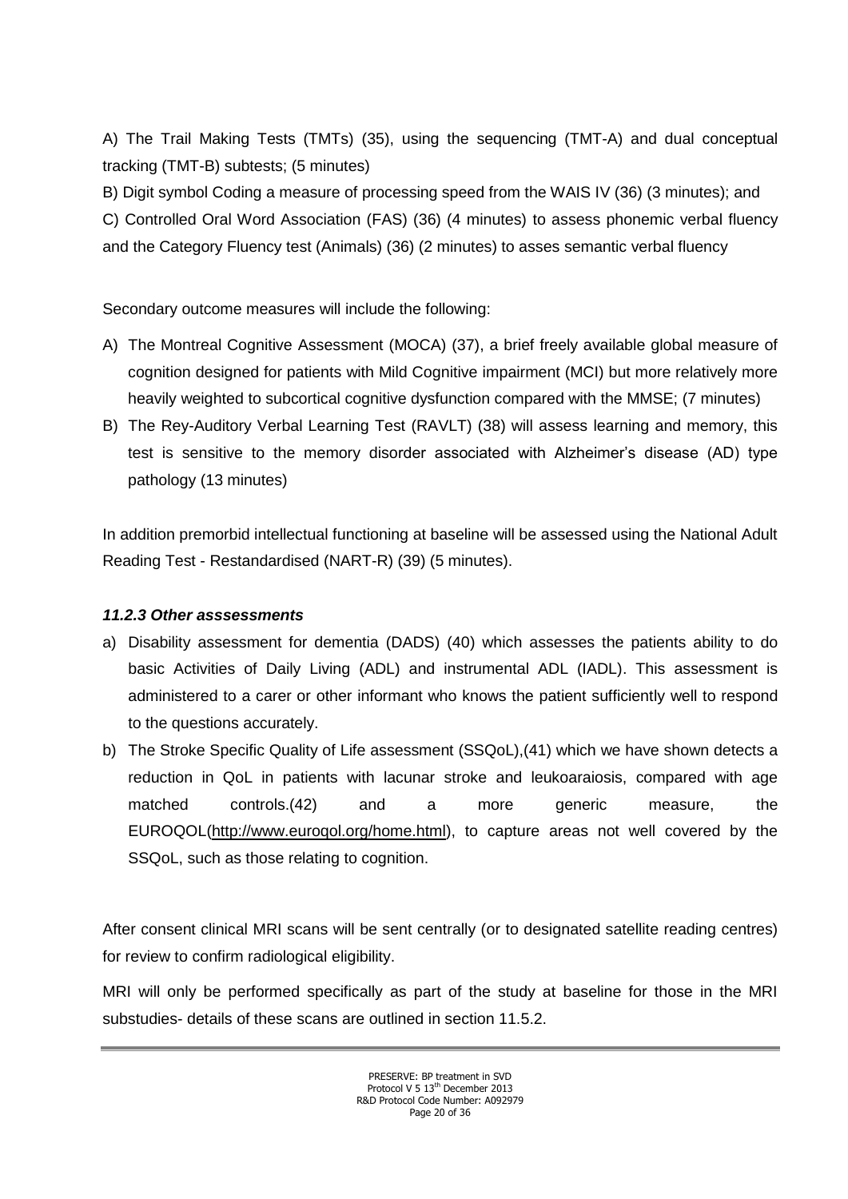A) The Trail Making Tests (TMTs) (35), using the sequencing (TMT-A) and dual conceptual tracking (TMT-B) subtests; (5 minutes)

B) Digit symbol Coding a measure of processing speed from the WAIS IV (36) (3 minutes); and

C) Controlled Oral Word Association (FAS) (36) (4 minutes) to assess phonemic verbal fluency and the Category Fluency test (Animals) (36) (2 minutes) to asses semantic verbal fluency

Secondary outcome measures will include the following:

A) The Montreal Cognitive Assessment (MOCA) (37), a brief freely available global measure of cognition designed for patients with Mild Cognitive impairment (MCI) but more relatively more heavily weighted to subcortical cognitive dysfunction compared with the MMSE; (7 minutes)
B) The Rey-Auditory Verbal Learning Test (RAVLT) (38) will assess learning and memory, this test is sensitive to the memory disorder associated with Alzheimer's disease (AD) type pathology (13 minutes)

In addition premorbid intellectual functioning at baseline will be assessed using the National Adult Reading Test - Restandardised (NART-R) (39) (5 minutes).

### *11.2.3 Other asssessments*

a) Disability assessment for dementia (DADS) (40) which assesses the patients ability to do basic Activities of Daily Living (ADL) and instrumental ADL (IADL). This assessment is administered to a carer or other informant who knows the patient sufficiently well to respond to the questions accurately.
b) The Stroke Specific Quality of Life assessment (SSQoL),(41) which we have shown detects a reduction in QoL in patients with lacunar stroke and leukoaraiosis, compared with age matched controls.(42) and a more generic measure, the EUROQOL(http://www.euroqol.org/home.html), to capture areas not well covered by the SSQoL, such as those relating to cognition.

After consent clinical MRI scans will be sent centrally (or to designated satellite reading centres) for review to confirm radiological eligibility.

MRI will only be performed specifically as part of the study at baseline for those in the MRI substudies- details of these scans are outlined in section 11.5.2.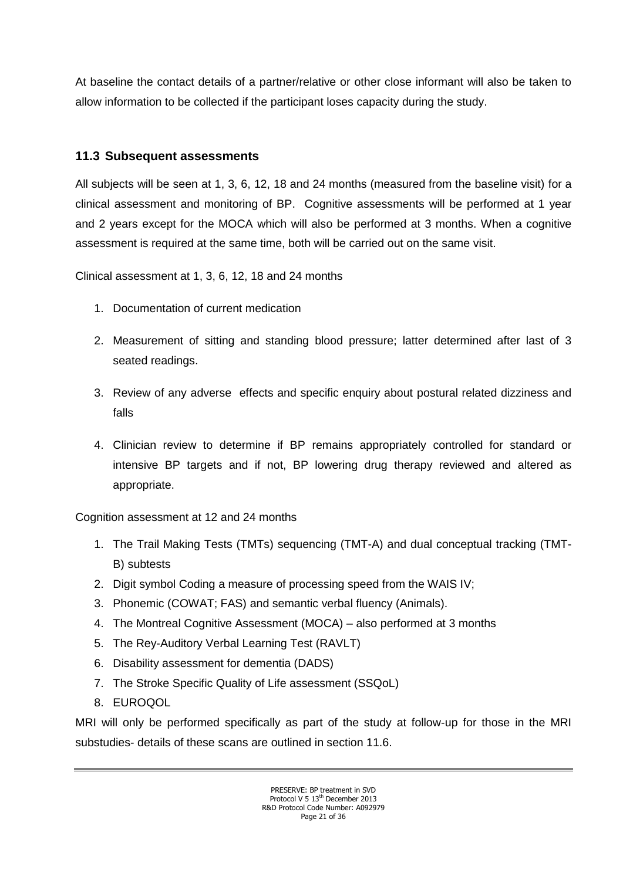At baseline the contact details of a partner/relative or other close informant will also be taken to allow information to be collected if the participant loses capacity during the study.

## 11.3 Subsequent assessments

All subjects will be seen at 1, 3, 6, 12, 18 and 24 months (measured from the baseline visit) for a clinical assessment and monitoring of BP. Cognitive assessments will be performed at 1 year and 2 years except for the MOCA which will also be performed at 3 months. When a cognitive assessment is required at the same time, both will be carried out on the same visit.

Clinical assessment at 1, 3, 6, 12, 18 and 24 months

1. Documentation of current medication
2. Measurement of sitting and standing blood pressure; latter determined after last of 3 seated readings.
3. Review of any adverse effects and specific enquiry about postural related dizziness and falls
4. Clinician review to determine if BP remains appropriately controlled for standard or intensive BP targets and if not, BP lowering drug therapy reviewed and altered as appropriate.

Cognition assessment at 12 and 24 months

1. The Trail Making Tests (TMTs) sequencing (TMT-A) and dual conceptual tracking (TMT-B) subtests
2. Digit symbol Coding a measure of processing speed from the WAIS IV;
3. Phonemic (COWAT; FAS) and semantic verbal fluency (Animals).
4. The Montreal Cognitive Assessment (MOCA) – also performed at 3 months
5. The Rey-Auditory Verbal Learning Test (RAVLT)
6. Disability assessment for dementia (DADS)
7. The Stroke Specific Quality of Life assessment (SSQoL)
8. EUROQOL

MRI will only be performed specifically as part of the study at follow-up for those in the MRI substudies- details of these scans are outlined in section 11.6.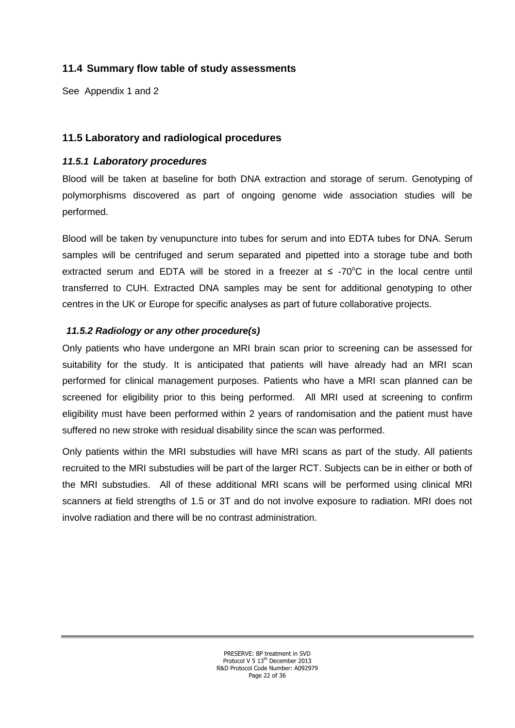## 11.4 Summary flow table of study assessments

See Appendix 1 and 2

## 11.5 Laboratory and radiological procedures

### *11.5.1 Laboratory procedures*

Blood will be taken at baseline for both DNA extraction and storage of serum. Genotyping of polymorphisms discovered as part of ongoing genome wide association studies will be performed.

Blood will be taken by venupuncture into tubes for serum and into EDTA tubes for DNA. Serum samples will be centrifuged and serum separated and pipetted into a storage tube and both extracted serum and EDTA will be stored in a freezer at ≤ -70$^{o}$C in the local centre until transferred to CUH. Extracted DNA samples may be sent for additional genotyping to other centres in the UK or Europe for specific analyses as part of future collaborative projects.

### *11.5.2 Radiology or any other procedure(s)*

Only patients who have undergone an MRI brain scan prior to screening can be assessed for suitability for the study. It is anticipated that patients will have already had an MRI scan performed for clinical management purposes. Patients who have a MRI scan planned can be screened for eligibility prior to this being performed. All MRI used at screening to confirm eligibility must have been performed within 2 years of randomisation and the patient must have suffered no new stroke with residual disability since the scan was performed.

Only patients within the MRI substudies will have MRI scans as part of the study. All patients recruited to the MRI substudies will be part of the larger RCT. Subjects can be in either or both of the MRI substudies. All of these additional MRI scans will be performed using clinical MRI scanners at field strengths of 1.5 or 3T and do not involve exposure to radiation. MRI does not involve radiation and there will be no contrast administration.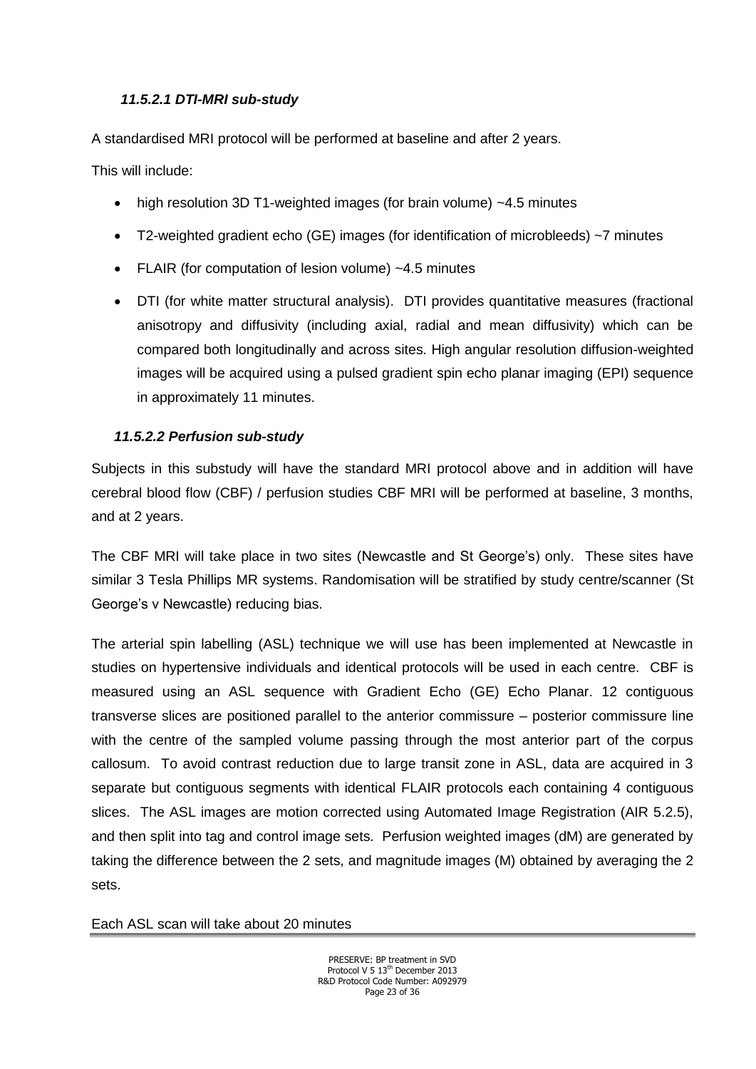#### *11.5.2.1 DTI-MRI sub-study*

A standardised MRI protocol will be performed at baseline and after 2 years.

This will include:

- high resolution 3D T1-weighted images (for brain volume) ~4.5 minutes
- T2-weighted gradient echo (GE) images (for identification of microbleeds) ~7 minutes
- FLAIR (for computation of lesion volume) ~4.5 minutes
- DTI (for white matter structural analysis). DTI provides quantitative measures (fractional anisotropy and diffusivity (including axial, radial and mean diffusivity) which can be compared both longitudinally and across sites. High angular resolution diffusion-weighted images will be acquired using a pulsed gradient spin echo planar imaging (EPI) sequence in approximately 11 minutes.

#### *11.5.2.2 Perfusion sub-study*

Subjects in this substudy will have the standard MRI protocol above and in addition will have cerebral blood flow (CBF) / perfusion studies CBF MRI will be performed at baseline, 3 months, and at 2 years.

The CBF MRI will take place in two sites (Newcastle and St George's) only. These sites have similar 3 Tesla Phillips MR systems. Randomisation will be stratified by study centre/scanner (St George's v Newcastle) reducing bias.

The arterial spin labelling (ASL) technique we will use has been implemented at Newcastle in studies on hypertensive individuals and identical protocols will be used in each centre. CBF is measured using an ASL sequence with Gradient Echo (GE) Echo Planar. 12 contiguous transverse slices are positioned parallel to the anterior commissure – posterior commissure line with the centre of the sampled volume passing through the most anterior part of the corpus callosum. To avoid contrast reduction due to large transit zone in ASL, data are acquired in 3 separate but contiguous segments with identical FLAIR protocols each containing 4 contiguous slices. The ASL images are motion corrected using Automated Image Registration (AIR 5.2.5), and then split into tag and control image sets. Perfusion weighted images (dM) are generated by taking the difference between the 2 sets, and magnitude images (M) obtained by averaging the 2 sets.

Each ASL scan will take about 20 minutes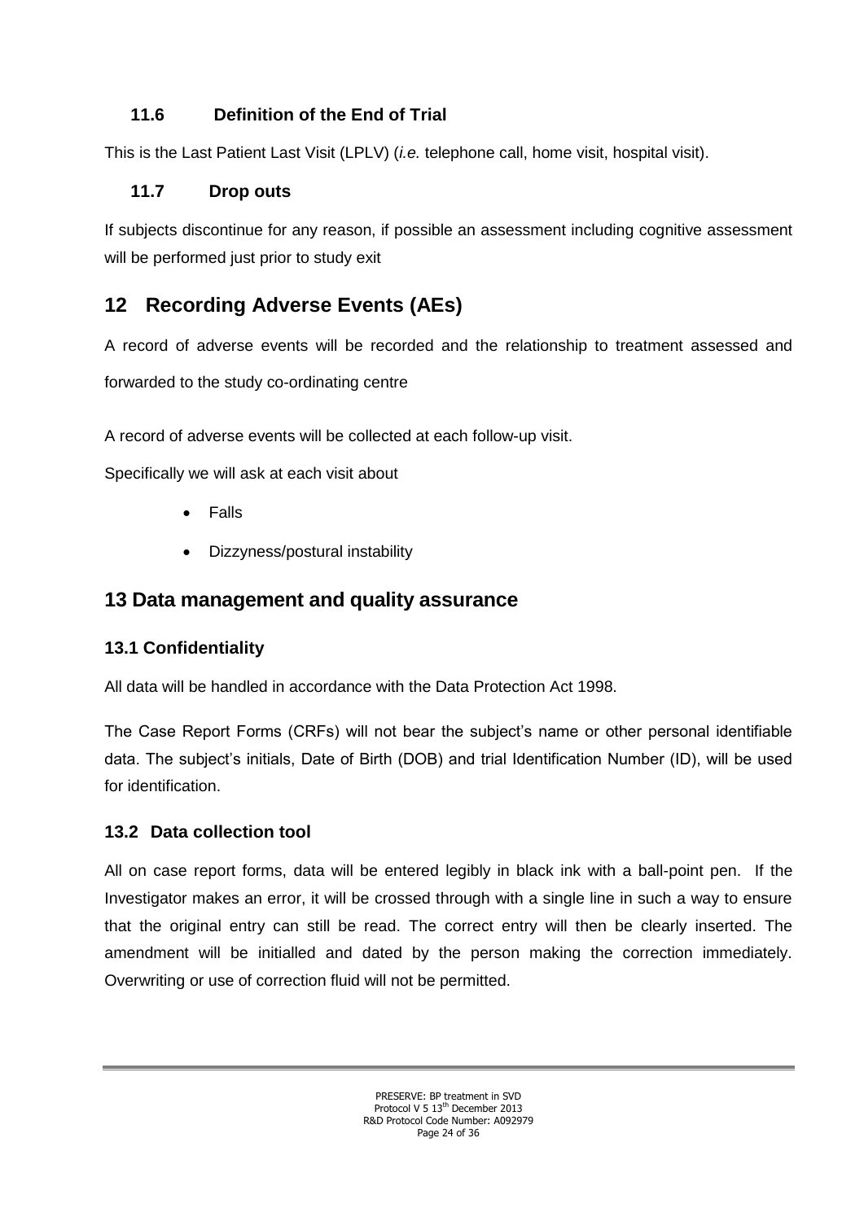### 11.6 Definition of the End of Trial

This is the Last Patient Last Visit (LPLV) (*i.e.* telephone call, home visit, hospital visit).

### 11.7 Drop outs

If subjects discontinue for any reason, if possible an assessment including cognitive assessment will be performed just prior to study exit

## 12 Recording Adverse Events (AEs)

A record of adverse events will be recorded and the relationship to treatment assessed and forwarded to the study co-ordinating centre

A record of adverse events will be collected at each follow-up visit.

Specifically we will ask at each visit about

- Falls
- Dizzyness/postural instability

## 13 Data management and quality assurance

### 13.1 Confidentiality

All data will be handled in accordance with the Data Protection Act 1998.

The Case Report Forms (CRFs) will not bear the subject's name or other personal identifiable data. The subject's initials, Date of Birth (DOB) and trial Identification Number (ID), will be used for identification.

### 13.2 Data collection tool

All on case report forms, data will be entered legibly in black ink with a ball-point pen. If the Investigator makes an error, it will be crossed through with a single line in such a way to ensure that the original entry can still be read. The correct entry will then be clearly inserted. The amendment will be initialled and dated by the person making the correction immediately. Overwriting or use of correction fluid will not be permitted.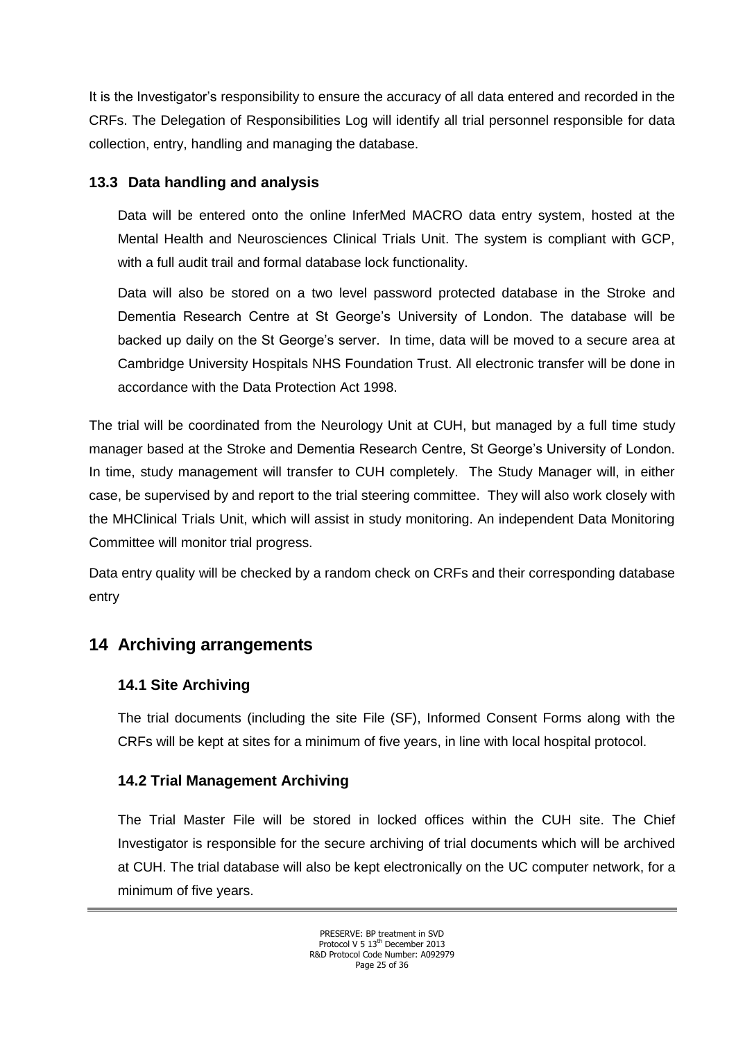It is the Investigator's responsibility to ensure the accuracy of all data entered and recorded in the CRFs. The Delegation of Responsibilities Log will identify all trial personnel responsible for data collection, entry, handling and managing the database.

### 13.3 Data handling and analysis

Data will be entered onto the online InferMed MACRO data entry system, hosted at the Mental Health and Neurosciences Clinical Trials Unit. The system is compliant with GCP, with a full audit trail and formal database lock functionality.

Data will also be stored on a two level password protected database in the Stroke and Dementia Research Centre at St George's University of London. The database will be backed up daily on the St George's server. In time, data will be moved to a secure area at Cambridge University Hospitals NHS Foundation Trust. All electronic transfer will be done in accordance with the Data Protection Act 1998.

The trial will be coordinated from the Neurology Unit at CUH, but managed by a full time study manager based at the Stroke and Dementia Research Centre, St George's University of London. In time, study management will transfer to CUH completely. The Study Manager will, in either case, be supervised by and report to the trial steering committee. They will also work closely with the MHClinical Trials Unit, which will assist in study monitoring. An independent Data Monitoring Committee will monitor trial progress.

Data entry quality will be checked by a random check on CRFs and their corresponding database entry

## 14 Archiving arrangements

### 14.1 Site Archiving

The trial documents (including the site File (SF), Informed Consent Forms along with the CRFs will be kept at sites for a minimum of five years, in line with local hospital protocol.

### 14.2 Trial Management Archiving

The Trial Master File will be stored in locked offices within the CUH site. The Chief Investigator is responsible for the secure archiving of trial documents which will be archived at CUH. The trial database will also be kept electronically on the UC computer network, for a minimum of five years.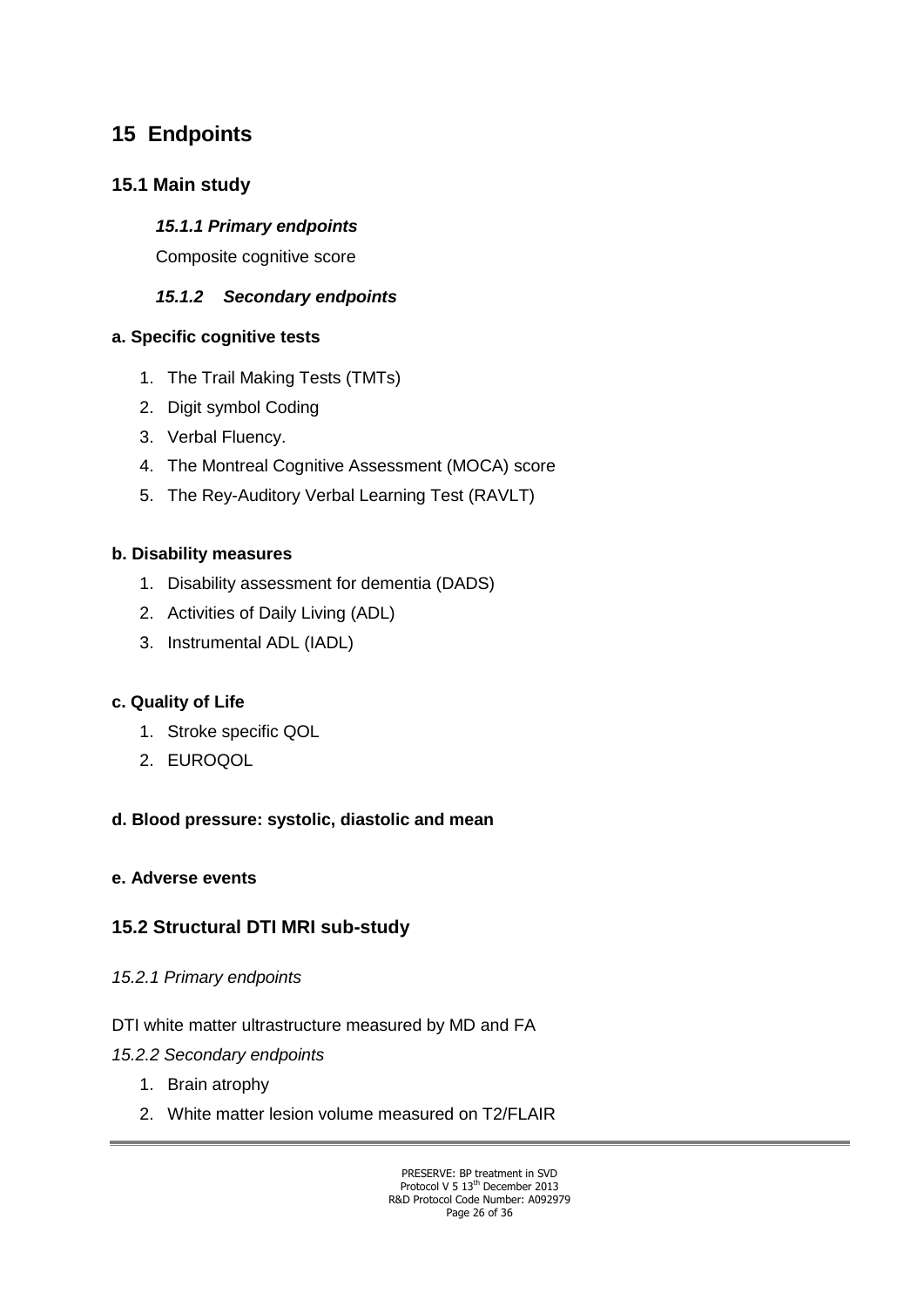# 15 Endpoints

## 15.1 Main study

### *15.1.1 Primary endpoints*

Composite cognitive score

### *15.1.2 Secondary endpoints*

**a. Specific cognitive tests**

1. The Trail Making Tests (TMTs)
2. Digit symbol Coding
3. Verbal Fluency.
4. The Montreal Cognitive Assessment (MOCA) score
5. The Rey-Auditory Verbal Learning Test (RAVLT)

**b. Disability measures**

1. Disability assessment for dementia (DADS)
2. Activities of Daily Living (ADL)
3. Instrumental ADL (IADL)

**c. Quality of Life**

1. Stroke specific QOL
2. EUROQOL

**d. Blood pressure: systolic, diastolic and mean**

**e. Adverse events**

## 15.2 Structural DTI MRI sub-study

*15.2.1 Primary endpoints*

DTI white matter ultrastructure measured by MD and FA

*15.2.2 Secondary endpoints*

1. Brain atrophy
2. White matter lesion volume measured on T2/FLAIR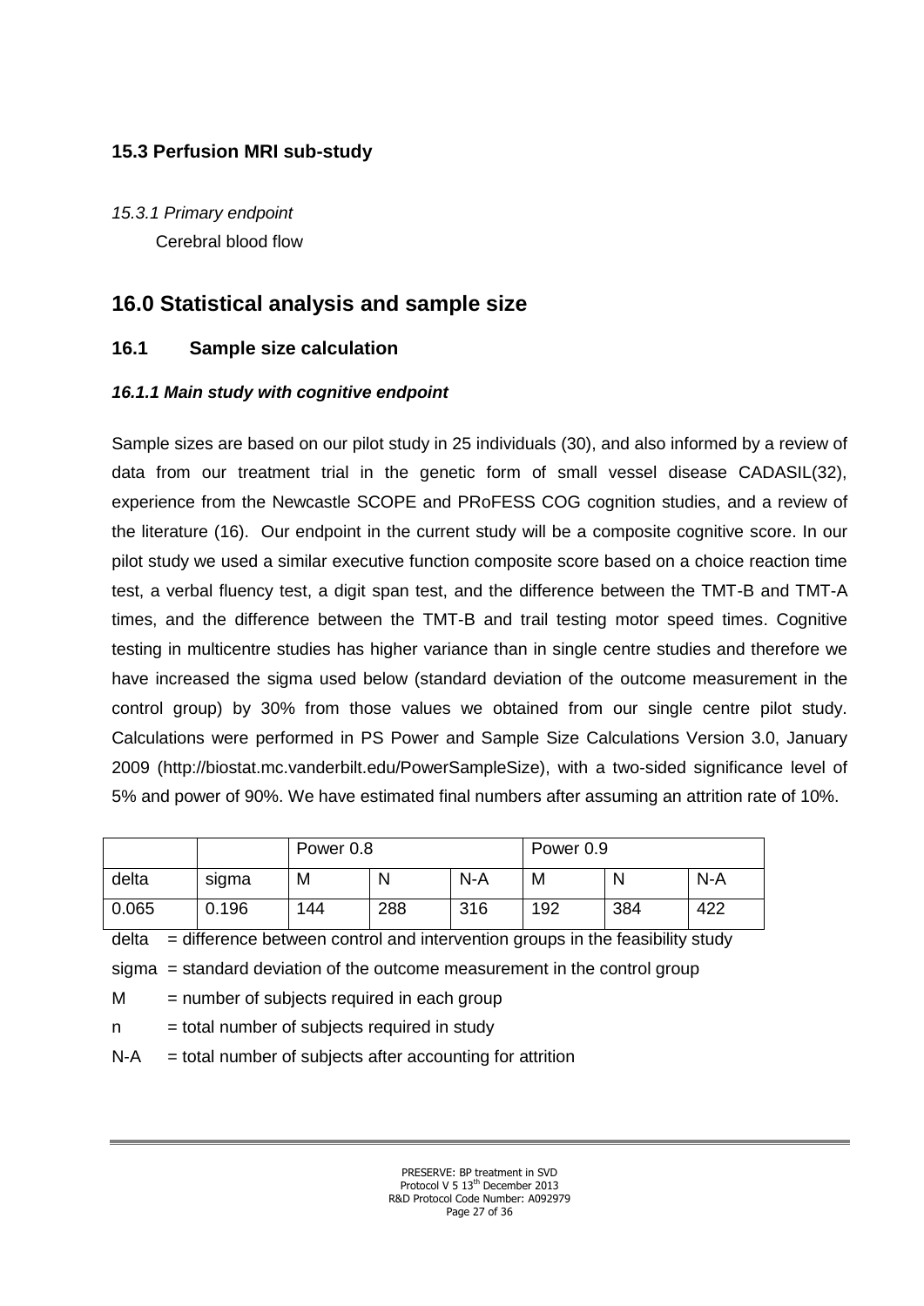### 15.3 Perfusion MRI sub-study

*15.3.1 Primary endpoint*

Cerebral blood flow

## 16.0 Statistical analysis and sample size

### 16.1 Sample size calculation

***16.1.1 Main study with cognitive endpoint***

Sample sizes are based on our pilot study in 25 individuals (30), and also informed by a review of data from our treatment trial in the genetic form of small vessel disease CADASIL(32), experience from the Newcastle SCOPE and PRoFESS COG cognition studies, and a review of the literature (16). Our endpoint in the current study will be a composite cognitive score. In our pilot study we used a similar executive function composite score based on a choice reaction time test, a verbal fluency test, a digit span test, and the difference between the TMT-B and TMT-A times, and the difference between the TMT-B and trail testing motor speed times. Cognitive testing in multicentre studies has higher variance than in single centre studies and therefore we have increased the sigma used below (standard deviation of the outcome measurement in the control group) by 30% from those values we obtained from our single centre pilot study. Calculations were performed in PS Power and Sample Size Calculations Version 3.0, January 2009 (http://biostat.mc.vanderbilt.edu/PowerSampleSize), with a two-sided significance level of 5% and power of 90%. We have estimated final numbers after assuming an attrition rate of 10%.

| | | Power 0.8 | | | Power 0.9 | | |
|---|---|---|---|---|---|---|---|
| delta | sigma | M | N | N-A | M | N | N-A |
| 0.065 | 0.196 | 144 | 288 | 316 | 192 | 384 | 422 |

delta = difference between control and intervention groups in the feasibility study

sigma = standard deviation of the outcome measurement in the control group

M = number of subjects required in each group

n = total number of subjects required in study

N-A = total number of subjects after accounting for attrition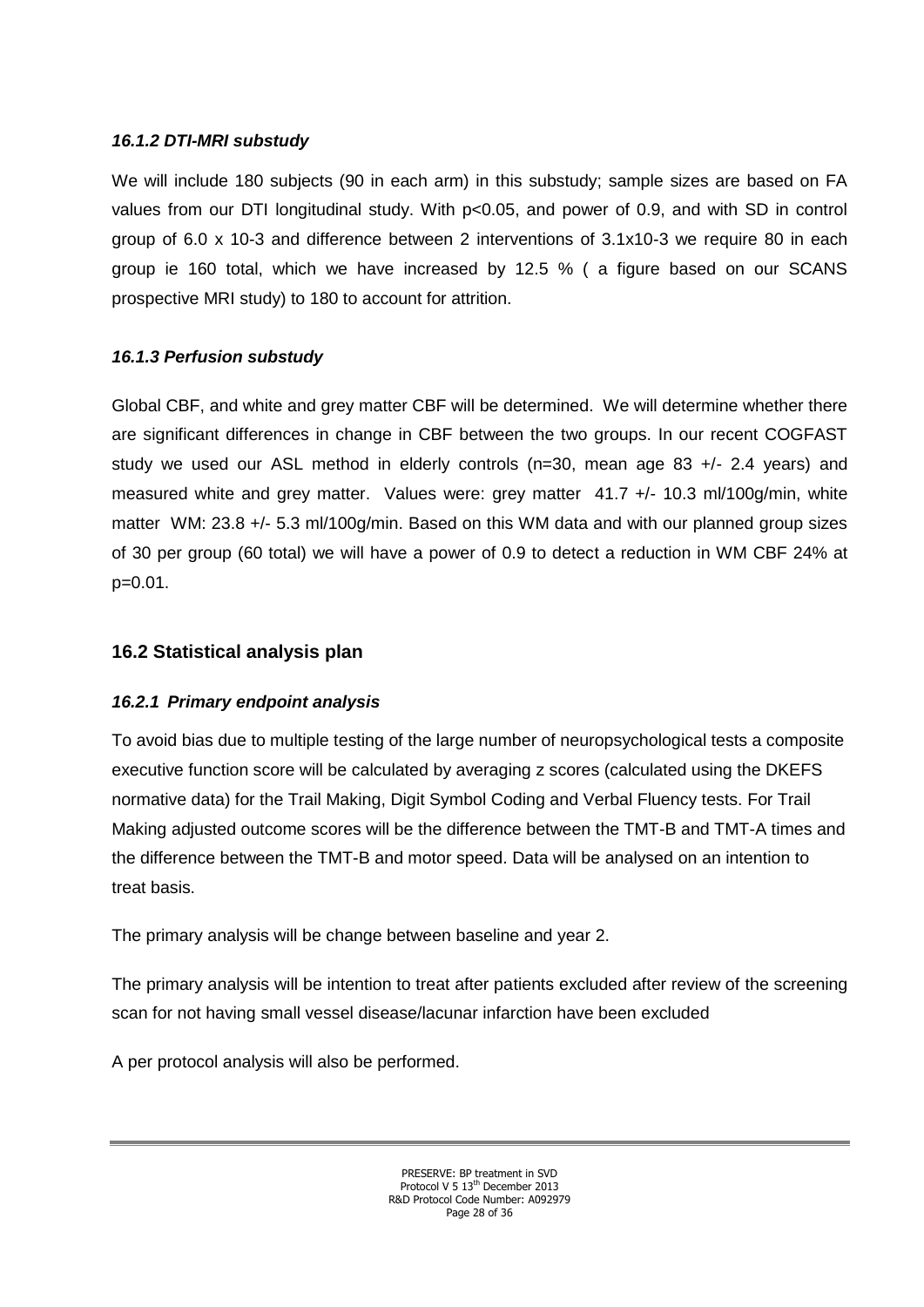#### *16.1.2 DTI-MRI substudy*

We will include 180 subjects (90 in each arm) in this substudy; sample sizes are based on FA values from our DTI longitudinal study. With $p<0.05$, and power of 0.9, and with SD in control group of 6.0 x 10-3 and difference between 2 interventions of 3.1x10-3 we require 80 in each group ie 160 total, which we have increased by 12.5 % ( a figure based on our SCANS prospective MRI study) to 180 to account for attrition.

#### *16.1.3 Perfusion substudy*

Global CBF, and white and grey matter CBF will be determined. We will determine whether there are significant differences in change in CBF between the two groups. In our recent COGFAST study we used our ASL method in elderly controls (n=30, mean age 83 +/- 2.4 years) and measured white and grey matter. Values were: grey matter 41.7 +/- 10.3 ml/100g/min, white matter WM: 23.8 +/- 5.3 ml/100g/min. Based on this WM data and with our planned group sizes of 30 per group (60 total) we will have a power of 0.9 to detect a reduction in WM CBF 24% at $p=0.01$.

### 16.2 Statistical analysis plan

#### *16.2.1 Primary endpoint analysis*

To avoid bias due to multiple testing of the large number of neuropsychological tests a composite executive function score will be calculated by averaging z scores (calculated using the DKEFS normative data) for the Trail Making, Digit Symbol Coding and Verbal Fluency tests. For Trail Making adjusted outcome scores will be the difference between the TMT-B and TMT-A times and the difference between the TMT-B and motor speed. Data will be analysed on an intention to treat basis.

The primary analysis will be change between baseline and year 2.

The primary analysis will be intention to treat after patients excluded after review of the screening scan for not having small vessel disease/lacunar infarction have been excluded

A per protocol analysis will also be performed.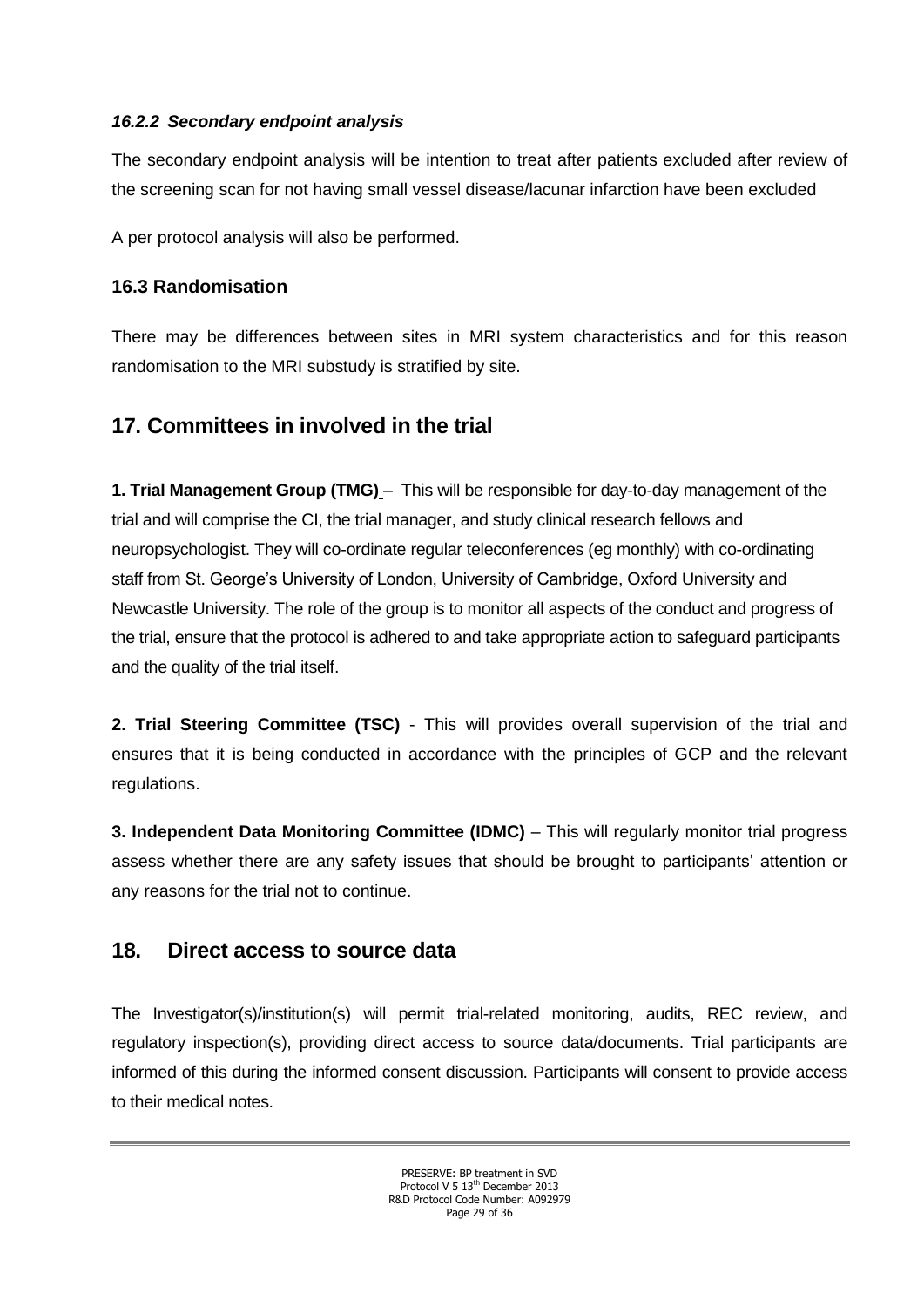#### *16.2.2 Secondary endpoint analysis*

The secondary endpoint analysis will be intention to treat after patients excluded after review of the screening scan for not having small vessel disease/lacunar infarction have been excluded

A per protocol analysis will also be performed.

### 16.3 Randomisation

There may be differences between sites in MRI system characteristics and for this reason randomisation to the MRI substudy is stratified by site.

## 17. Committees in involved in the trial

**1. Trial Management Group (TMG)** – This will be responsible for day-to-day management of the trial and will comprise the CI, the trial manager, and study clinical research fellows and neuropsychologist. They will co-ordinate regular teleconferences (eg monthly) with co-ordinating staff from St. George's University of London, University of Cambridge, Oxford University and Newcastle University. The role of the group is to monitor all aspects of the conduct and progress of the trial, ensure that the protocol is adhered to and take appropriate action to safeguard participants and the quality of the trial itself.

**2. Trial Steering Committee (TSC)** - This will provides overall supervision of the trial and ensures that it is being conducted in accordance with the principles of GCP and the relevant regulations.

**3. Independent Data Monitoring Committee (IDMC)** – This will regularly monitor trial progress assess whether there are any safety issues that should be brought to participants' attention or any reasons for the trial not to continue.

## 18. Direct access to source data

The Investigator(s)/institution(s) will permit trial-related monitoring, audits, REC review, and regulatory inspection(s), providing direct access to source data/documents. Trial participants are informed of this during the informed consent discussion. Participants will consent to provide access to their medical notes.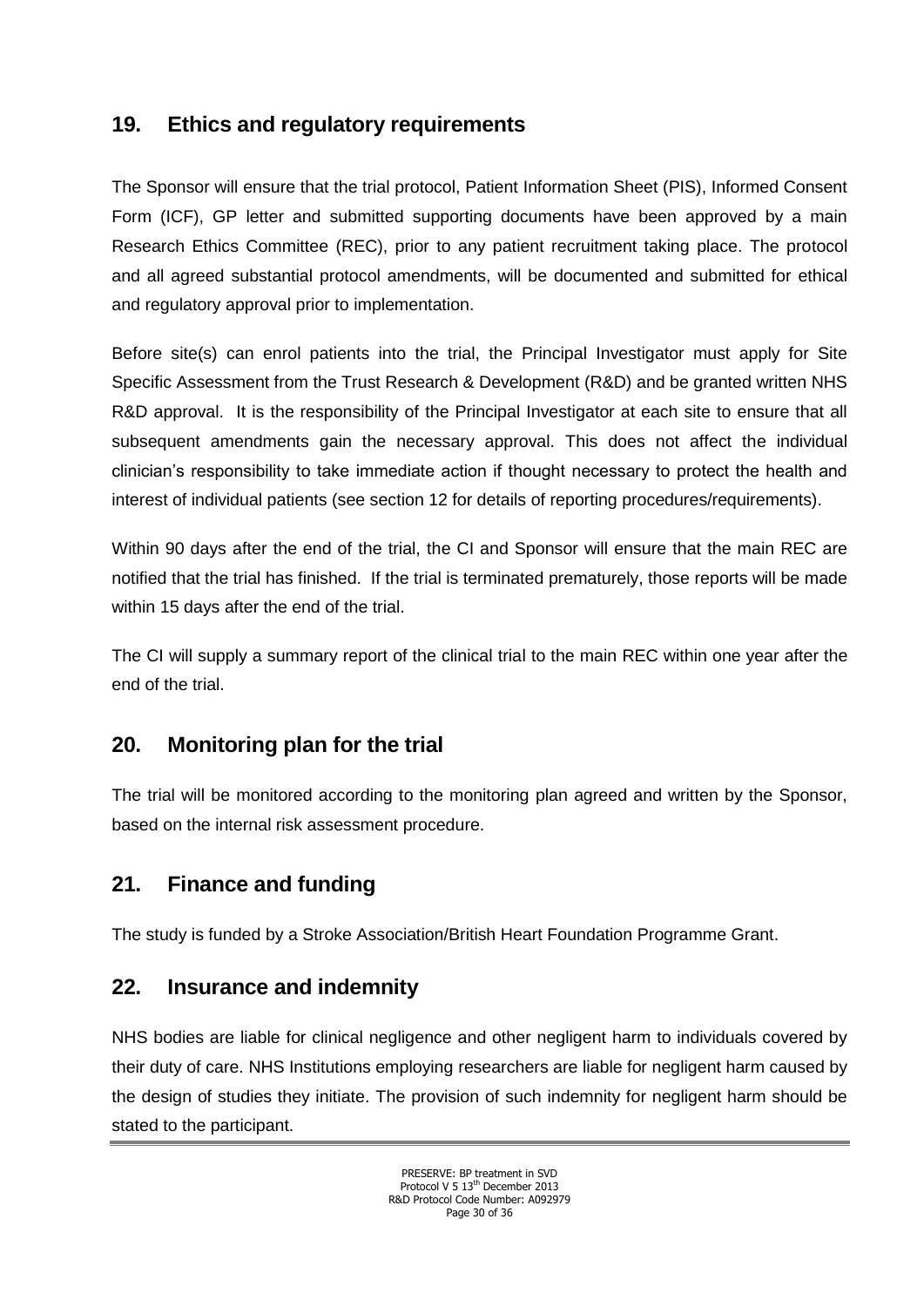## 19. Ethics and regulatory requirements

The Sponsor will ensure that the trial protocol, Patient Information Sheet (PIS), Informed Consent Form (ICF), GP letter and submitted supporting documents have been approved by a main Research Ethics Committee (REC), prior to any patient recruitment taking place. The protocol and all agreed substantial protocol amendments, will be documented and submitted for ethical and regulatory approval prior to implementation.

Before site(s) can enrol patients into the trial, the Principal Investigator must apply for Site Specific Assessment from the Trust Research & Development (R&D) and be granted written NHS R&D approval. It is the responsibility of the Principal Investigator at each site to ensure that all subsequent amendments gain the necessary approval. This does not affect the individual clinician's responsibility to take immediate action if thought necessary to protect the health and interest of individual patients (see section 12 for details of reporting procedures/requirements).

Within 90 days after the end of the trial, the CI and Sponsor will ensure that the main REC are notified that the trial has finished. If the trial is terminated prematurely, those reports will be made within 15 days after the end of the trial.

The CI will supply a summary report of the clinical trial to the main REC within one year after the end of the trial.

## 20. Monitoring plan for the trial

The trial will be monitored according to the monitoring plan agreed and written by the Sponsor, based on the internal risk assessment procedure.

## 21. Finance and funding

The study is funded by a Stroke Association/British Heart Foundation Programme Grant.

## 22. Insurance and indemnity

NHS bodies are liable for clinical negligence and other negligent harm to individuals covered by their duty of care. NHS Institutions employing researchers are liable for negligent harm caused by the design of studies they initiate. The provision of such indemnity for negligent harm should be stated to the participant.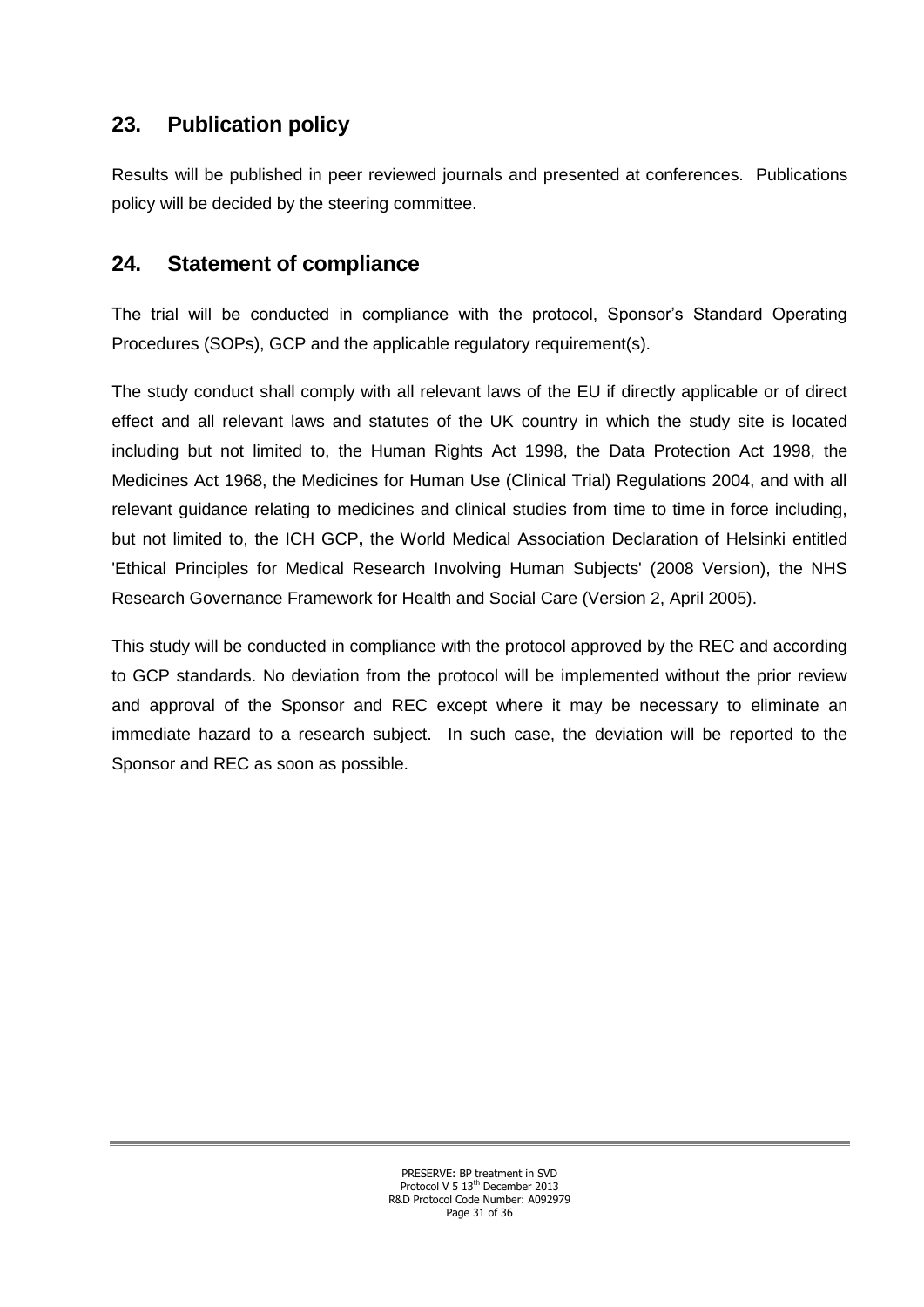## 23. Publication policy

Results will be published in peer reviewed journals and presented at conferences. Publications policy will be decided by the steering committee.

## 24. Statement of compliance

The trial will be conducted in compliance with the protocol, Sponsor's Standard Operating Procedures (SOPs), GCP and the applicable regulatory requirement(s).

The study conduct shall comply with all relevant laws of the EU if directly applicable or of direct effect and all relevant laws and statutes of the UK country in which the study site is located including but not limited to, the Human Rights Act 1998, the Data Protection Act 1998, the Medicines Act 1968, the Medicines for Human Use (Clinical Trial) Regulations 2004, and with all relevant guidance relating to medicines and clinical studies from time to time in force including, but not limited to, the ICH GCP**,** the World Medical Association Declaration of Helsinki entitled 'Ethical Principles for Medical Research Involving Human Subjects' (2008 Version), the NHS Research Governance Framework for Health and Social Care (Version 2, April 2005).

This study will be conducted in compliance with the protocol approved by the REC and according to GCP standards. No deviation from the protocol will be implemented without the prior review and approval of the Sponsor and REC except where it may be necessary to eliminate an immediate hazard to a research subject. In such case, the deviation will be reported to the Sponsor and REC as soon as possible.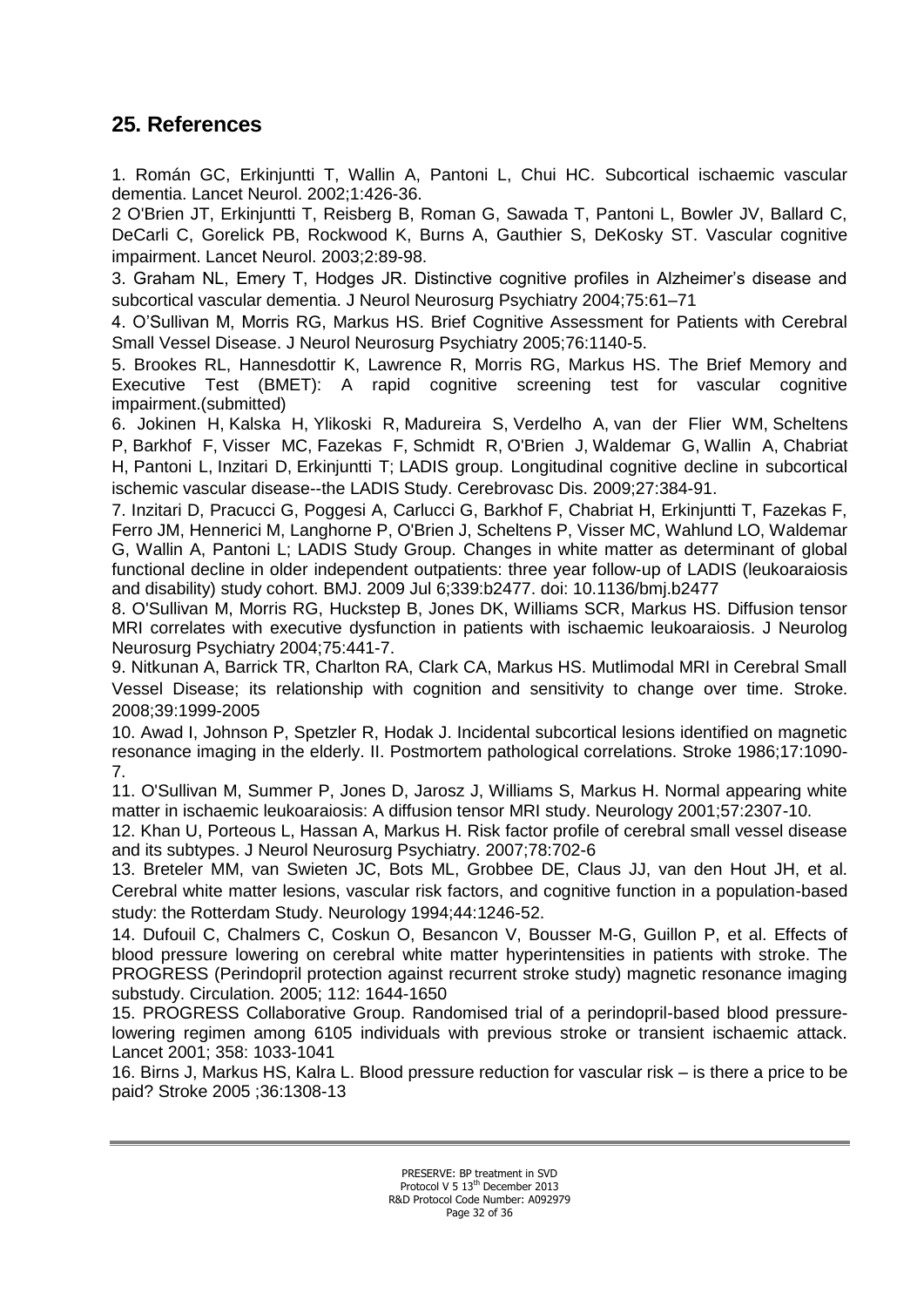## 25. References

1. Román GC, Erkinjuntti T, Wallin A, Pantoni L, Chui HC. Subcortical ischaemic vascular dementia. Lancet Neurol. 2002;1:426-36.

2 O'Brien JT, Erkinjuntti T, Reisberg B, Roman G, Sawada T, Pantoni L, Bowler JV, Ballard C, DeCarli C, Gorelick PB, Rockwood K, Burns A, Gauthier S, DeKosky ST. Vascular cognitive impairment. Lancet Neurol. 2003;2:89-98.

3. Graham NL, Emery T, Hodges JR. Distinctive cognitive profiles in Alzheimer's disease and subcortical vascular dementia. J Neurol Neurosurg Psychiatry 2004;75:61–71

4. O'Sullivan M, Morris RG, Markus HS. Brief Cognitive Assessment for Patients with Cerebral Small Vessel Disease. J Neurol Neurosurg Psychiatry 2005;76:1140-5.

5. Brookes RL, Hannesdottir K, Lawrence R, Morris RG, Markus HS. The Brief Memory and Executive Test (BMET): A rapid cognitive screening test for vascular cognitive impairment.(submitted)

6. Jokinen H, Kalska H, Ylikoski R, Madureira S, Verdelho A, van der Flier WM, Scheltens P, Barkhof F, Visser MC, Fazekas F, Schmidt R, O'Brien J, Waldemar G, Wallin A, Chabriat H, Pantoni L, Inzitari D, Erkinjuntti T; LADIS group. Longitudinal cognitive decline in subcortical ischemic vascular disease--the LADIS Study. Cerebrovasc Dis. 2009;27:384-91.

7. Inzitari D, Pracucci G, Poggesi A, Carlucci G, Barkhof F, Chabriat H, Erkinjuntti T, Fazekas F, Ferro JM, Hennerici M, Langhorne P, O'Brien J, Scheltens P, Visser MC, Wahlund LO, Waldemar G, Wallin A, Pantoni L; LADIS Study Group. Changes in white matter as determinant of global functional decline in older independent outpatients: three year follow-up of LADIS (leukoaraiosis and disability) study cohort. BMJ. 2009 Jul 6;339:b2477. doi: 10.1136/bmj.b2477

8. O'Sullivan M, Morris RG, Huckstep B, Jones DK, Williams SCR, Markus HS. Diffusion tensor MRI correlates with executive dysfunction in patients with ischaemic leukoaraiosis. J Neurolog Neurosurg Psychiatry 2004;75:441-7.

9. Nitkunan A, Barrick TR, Charlton RA, Clark CA, Markus HS. Mutlimodal MRI in Cerebral Small Vessel Disease; its relationship with cognition and sensitivity to change over time. Stroke. 2008;39:1999-2005

10. Awad I, Johnson P, Spetzler R, Hodak J. Incidental subcortical lesions identified on magnetic resonance imaging in the elderly. II. Postmortem pathological correlations. Stroke 1986;17:1090-7.

11. O'Sullivan M, Summer P, Jones D, Jarosz J, Williams S, Markus H. Normal appearing white matter in ischaemic leukoaraiosis: A diffusion tensor MRI study. Neurology 2001;57:2307-10.

12. Khan U, Porteous L, Hassan A, Markus H. Risk factor profile of cerebral small vessel disease and its subtypes. J Neurol Neurosurg Psychiatry. 2007;78:702-6

13. Breteler MM, van Swieten JC, Bots ML, Grobbee DE, Claus JJ, van den Hout JH, et al. Cerebral white matter lesions, vascular risk factors, and cognitive function in a population-based study: the Rotterdam Study. Neurology 1994;44:1246-52.

14. Dufouil C, Chalmers C, Coskun O, Besancon V, Bousser M-G, Guillon P, et al. Effects of blood pressure lowering on cerebral white matter hyperintensities in patients with stroke. The PROGRESS (Perindopril protection against recurrent stroke study) magnetic resonance imaging substudy. Circulation. 2005; 112: 1644-1650

15. PROGRESS Collaborative Group. Randomised trial of a perindopril-based blood pressure-lowering regimen among 6105 individuals with previous stroke or transient ischaemic attack. Lancet 2001; 358: 1033-1041

16. Birns J, Markus HS, Kalra L. Blood pressure reduction for vascular risk – is there a price to be paid? Stroke 2005 ;36:1308-13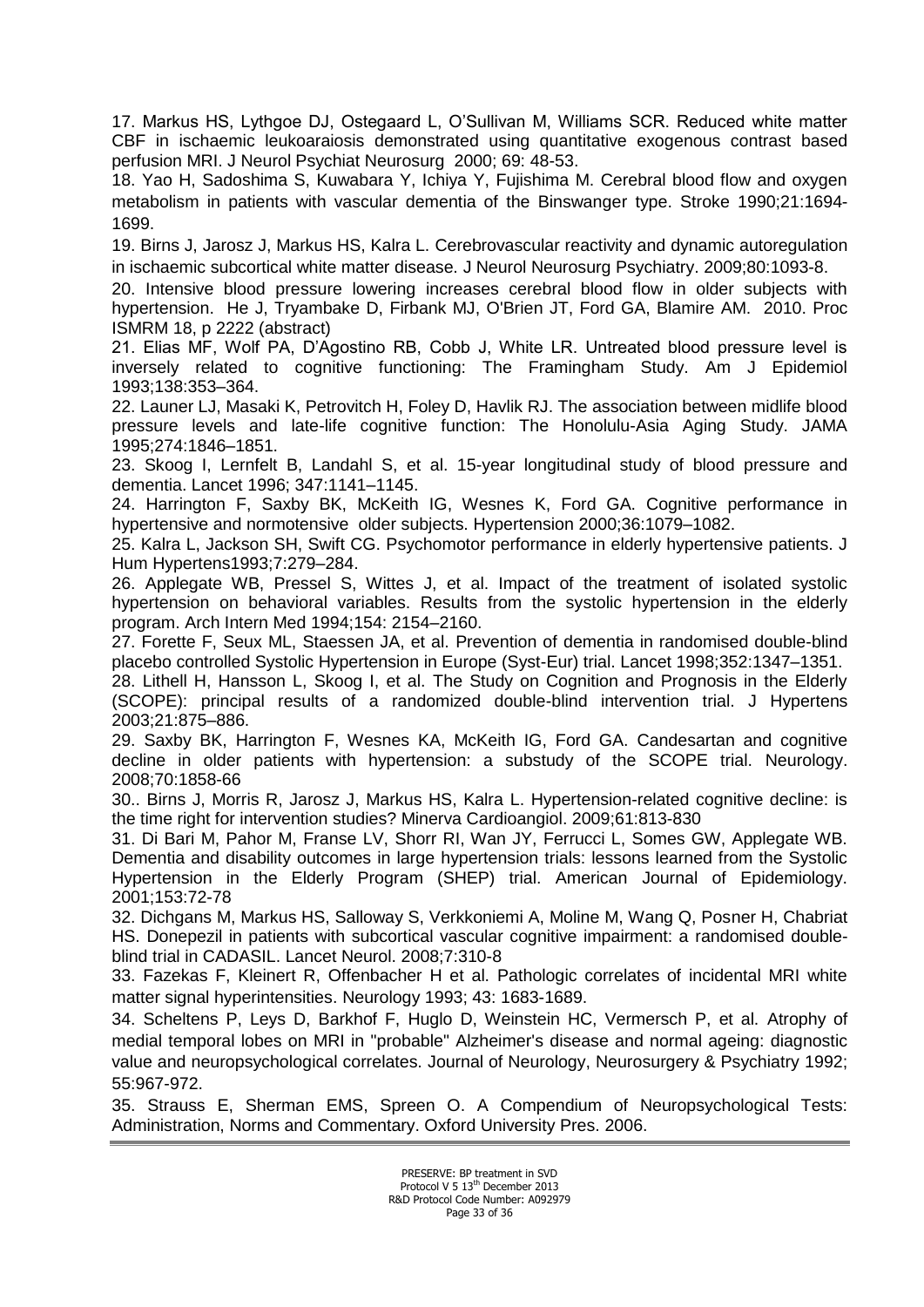17. Markus HS, Lythgoe DJ, Ostegaard L, O'Sullivan M, Williams SCR. Reduced white matter CBF in ischaemic leukoaraiosis demonstrated using quantitative exogenous contrast based perfusion MRI. J Neurol Psychiat Neurosurg 2000; 69: 48-53.

18. Yao H, Sadoshima S, Kuwabara Y, Ichiya Y, Fujishima M. Cerebral blood flow and oxygen metabolism in patients with vascular dementia of the Binswanger type. Stroke 1990;21:1694-1699.

19. Birns J, Jarosz J, Markus HS, Kalra L. Cerebrovascular reactivity and dynamic autoregulation in ischaemic subcortical white matter disease. J Neurol Neurosurg Psychiatry. 2009;80:1093-8.

20. Intensive blood pressure lowering increases cerebral blood flow in older subjects with hypertension. He J, Tryambake D, Firbank MJ, O'Brien JT, Ford GA, Blamire AM. 2010. Proc ISMRM 18, p 2222 (abstract)

21. Elias MF, Wolf PA, D'Agostino RB, Cobb J, White LR. Untreated blood pressure level is inversely related to cognitive functioning: The Framingham Study. Am J Epidemiol 1993;138:353–364.

22. Launer LJ, Masaki K, Petrovitch H, Foley D, Havlik RJ. The association between midlife blood pressure levels and late-life cognitive function: The Honolulu-Asia Aging Study. JAMA 1995;274:1846–1851.

23. Skoog I, Lernfelt B, Landahl S, et al. 15-year longitudinal study of blood pressure and dementia. Lancet 1996; 347:1141–1145.

24. Harrington F, Saxby BK, McKeith IG, Wesnes K, Ford GA. Cognitive performance in hypertensive and normotensive older subjects. Hypertension 2000;36:1079–1082.

25. Kalra L, Jackson SH, Swift CG. Psychomotor performance in elderly hypertensive patients. J Hum Hypertens1993;7:279–284.

26. Applegate WB, Pressel S, Wittes J, et al. Impact of the treatment of isolated systolic hypertension on behavioral variables. Results from the systolic hypertension in the elderly program. Arch Intern Med 1994;154: 2154–2160.

27. Forette F, Seux ML, Staessen JA, et al. Prevention of dementia in randomised double-blind placebo controlled Systolic Hypertension in Europe (Syst-Eur) trial. Lancet 1998;352:1347–1351.

28. Lithell H, Hansson L, Skoog I, et al. The Study on Cognition and Prognosis in the Elderly (SCOPE): principal results of a randomized double-blind intervention trial. J Hypertens 2003;21:875–886.

29. Saxby BK, Harrington F, Wesnes KA, McKeith IG, Ford GA. Candesartan and cognitive decline in older patients with hypertension: a substudy of the SCOPE trial. Neurology. 2008;70:1858-66

30.. Birns J, Morris R, Jarosz J, Markus HS, Kalra L. Hypertension-related cognitive decline: is the time right for intervention studies? Minerva Cardioangiol. 2009;61:813-830

31. Di Bari M, Pahor M, Franse LV, Shorr RI, Wan JY, Ferrucci L, Somes GW, Applegate WB. Dementia and disability outcomes in large hypertension trials: lessons learned from the Systolic Hypertension in the Elderly Program (SHEP) trial. American Journal of Epidemiology. 2001;153:72-78

32. Dichgans M, Markus HS, Salloway S, Verkkoniemi A, Moline M, Wang Q, Posner H, Chabriat HS. Donepezil in patients with subcortical vascular cognitive impairment: a randomised double-blind trial in CADASIL. Lancet Neurol. 2008;7:310-8

33. Fazekas F, Kleinert R, Offenbacher H et al. Pathologic correlates of incidental MRI white matter signal hyperintensities. Neurology 1993; 43: 1683-1689.

34. Scheltens P, Leys D, Barkhof F, Huglo D, Weinstein HC, Vermersch P, et al. Atrophy of medial temporal lobes on MRI in "probable" Alzheimer's disease and normal ageing: diagnostic value and neuropsychological correlates. Journal of Neurology, Neurosurgery & Psychiatry 1992; 55:967-972.

35. Strauss E, Sherman EMS, Spreen O. A Compendium of Neuropsychological Tests: Administration, Norms and Commentary. Oxford University Pres. 2006.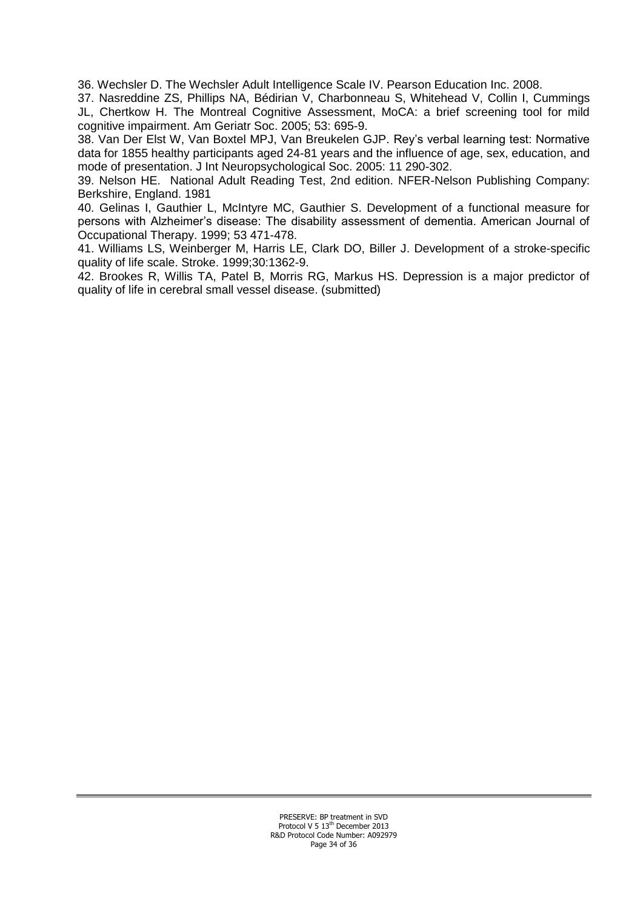36. Wechsler D. The Wechsler Adult Intelligence Scale IV. Pearson Education Inc. 2008.

37. Nasreddine ZS, Phillips NA, Bédirian V, Charbonneau S, Whitehead V, Collin I, Cummings JL, Chertkow H. The Montreal Cognitive Assessment, MoCA: a brief screening tool for mild cognitive impairment. Am Geriatr Soc. 2005; 53: 695-9.

38. Van Der Elst W, Van Boxtel MPJ, Van Breukelen GJP. Rey's verbal learning test: Normative data for 1855 healthy participants aged 24-81 years and the influence of age, sex, education, and mode of presentation. J Int Neuropsychological Soc. 2005: 11 290-302.

39. Nelson HE. National Adult Reading Test, 2nd edition. NFER-Nelson Publishing Company: Berkshire, England. 1981

40. Gelinas I, Gauthier L, McIntyre MC, Gauthier S. Development of a functional measure for persons with Alzheimer's disease: The disability assessment of dementia. American Journal of Occupational Therapy. 1999; 53 471-478.

41. Williams LS, Weinberger M, Harris LE, Clark DO, Biller J. Development of a stroke-specific quality of life scale. Stroke. 1999;30:1362-9.

42. Brookes R, Willis TA, Patel B, Morris RG, Markus HS. Depression is a major predictor of quality of life in cerebral small vessel disease. (submitted)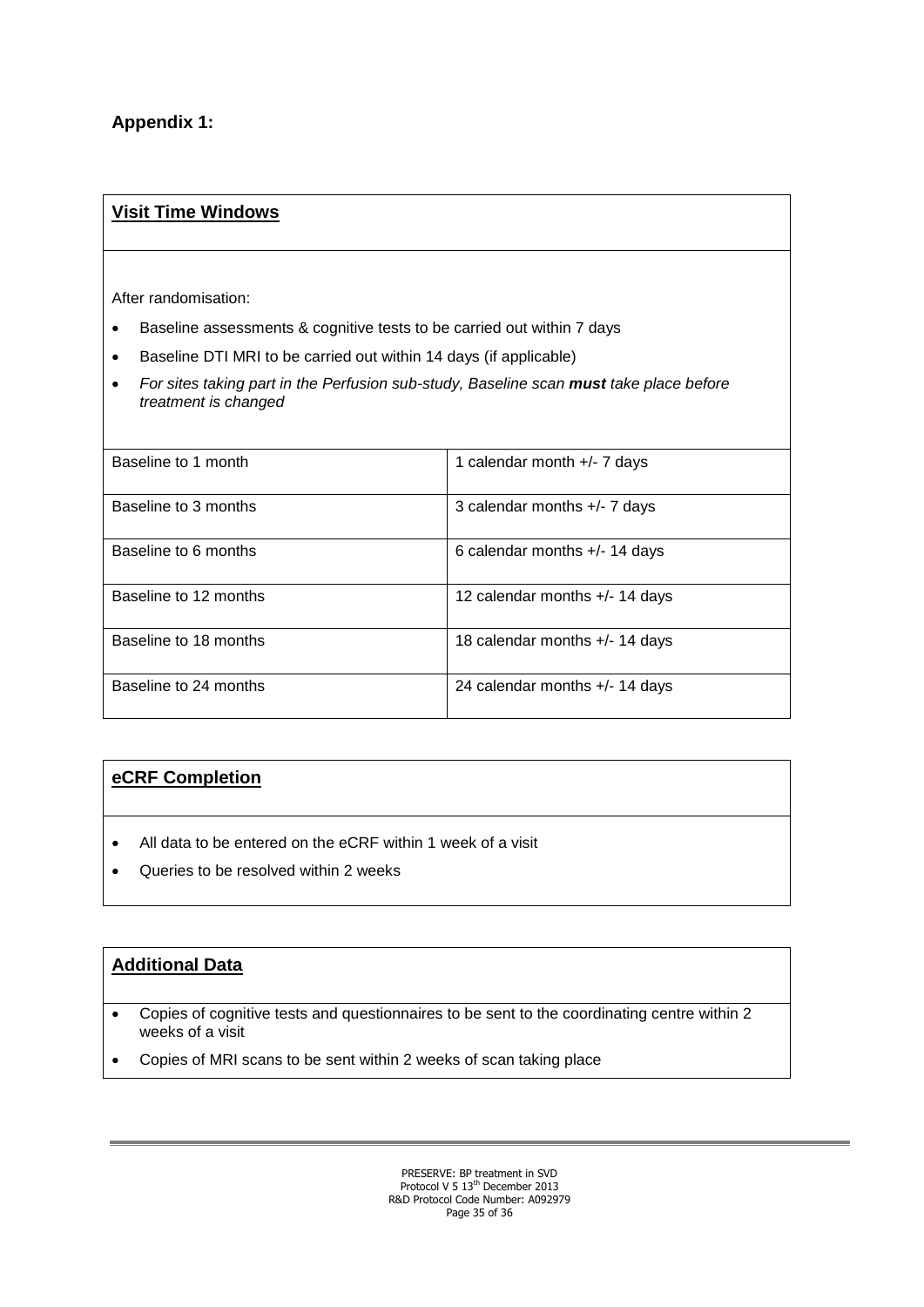## Appendix 1:

### Visit Time Windows

After randomisation:

- Baseline assessments & cognitive tests to be carried out within 7 days
- Baseline DTI MRI to be carried out within 14 days (if applicable)
- *For sites taking part in the Perfusion sub-study, Baseline scan **must** take place before treatment is changed*

| | |
|---|---|
| Baseline to 1 month | 1 calendar month +/- 7 days |
| Baseline to 3 months | 3 calendar months +/- 7 days |
| Baseline to 6 months | 6 calendar months +/- 14 days |
| Baseline to 12 months | 12 calendar months +/- 14 days |
| Baseline to 18 months | 18 calendar months +/- 14 days |
| Baseline to 24 months | 24 calendar months +/- 14 days |

### eCRF Completion

- All data to be entered on the eCRF within 1 week of a visit
- Queries to be resolved within 2 weeks

### Additional Data

- Copies of cognitive tests and questionnaires to be sent to the coordinating centre within 2 weeks of a visit
- Copies of MRI scans to be sent within 2 weeks of scan taking place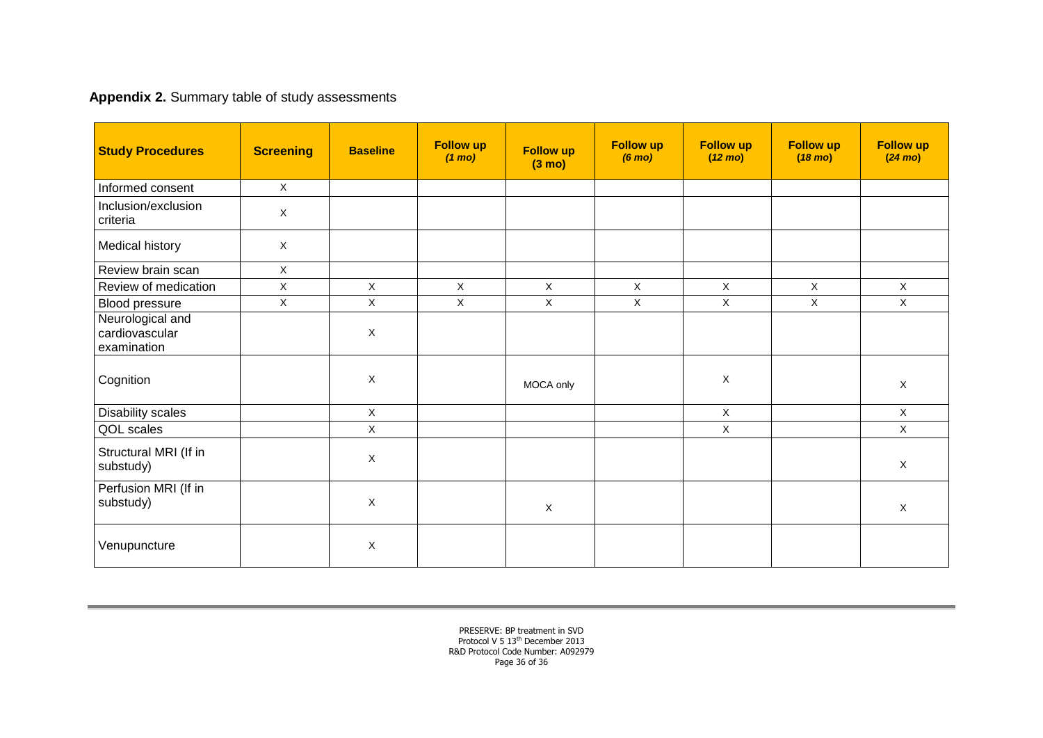**Appendix 2.** Summary table of study assessments

| Study Procedures | Screening | Baseline | Follow up *(1 mo)* | Follow up (3 mo) | Follow up *(6 mo)* | Follow up (*12 mo*) | Follow up (*18 mo*) | Follow up (*24 mo*) |
|---|---|---|---|---|---|---|---|---|
| Informed consent | X | | | | | | | |
| Inclusion/exclusion criteria | X | | | | | | | |
| Medical history | X | | | | | | | |
| Review brain scan | X | | | | | | | |
| Review of medication | X | X | X | X | X | X | X | X |
| Blood pressure | X | X | X | X | X | X | X | X |
| Neurological and cardiovascular examination | | X | | | | | | |
| Cognition | | X | | MOCA only | | X | | X |
| Disability scales | | X | | | | X | | X |
| QOL scales | | X | | | | X | | X |
| Structural MRI (If in substudy) | | X | | | | | | X |
| Perfusion MRI (If in substudy) | | X | | X | | | | X |
| Venupuncture | | X | | | | | | |